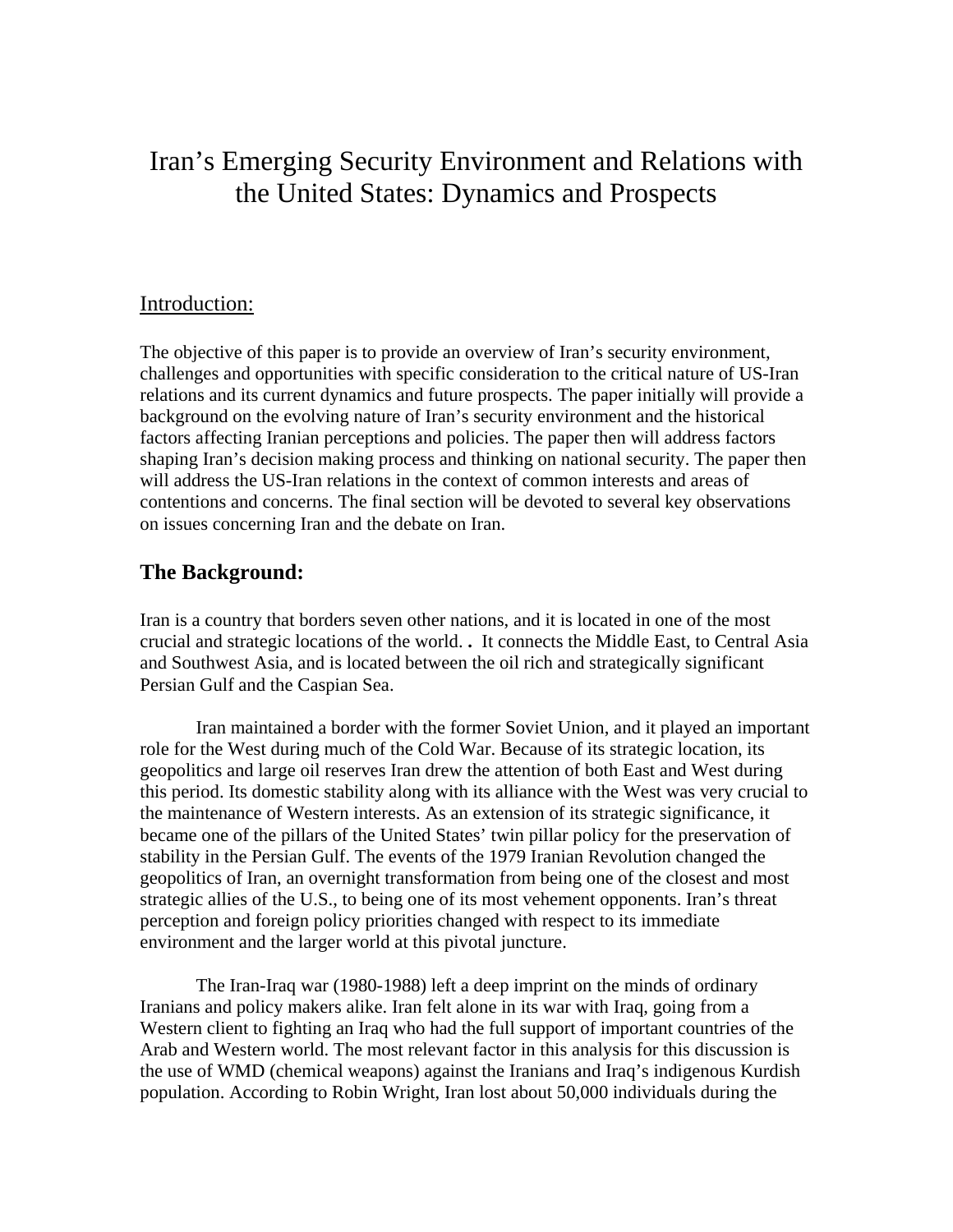# Iran's Emerging Security Environment and Relations with the United States: Dynamics and Prospects

## Introduction:

The objective of this paper is to provide an overview of Iran's security environment, challenges and opportunities with specific consideration to the critical nature of US-Iran relations and its current dynamics and future prospects. The paper initially will provide a background on the evolving nature of Iran's security environment and the historical factors affecting Iranian perceptions and policies. The paper then will address factors shaping Iran's decision making process and thinking on national security. The paper then will address the US-Iran relations in the context of common interests and areas of contentions and concerns. The final section will be devoted to several key observations on issues concerning Iran and the debate on Iran.

## The Background:

Iran is a country that borders seven other nations, and it is located in one of the most crucial and strategic locations of the world. . It connects the Middle East, to Central Asia and Southwest Asia, and is located between the oil rich and strategically significant Persian Gulf and the Caspian Sea.

Iran maintained a border with the former Soviet Union, and it played an important role for the West during much of the Cold War. Because of its strategic location, its geopolitics and large oil reserves Iran drew the attention of both East and West during this period. Its domestic stability along with its alliance with the West was very crucial to the maintenance of Western interests. As an extension of its strategic significance, it became one of the pillars of the United States' twin pillar policy for the preservation of stability in the Persian Gulf. The events of the 1979 Iranian Revolution changed the geopolitics of Iran, an overnight transformation from being one of the closest and most strategic allies of the U.S., to being one of its most vehement opponents. Iran's threat perception and foreign policy priorities changed with respect to its immediate environment and the larger world at this pivotal juncture.

The Iran-Iraq war (1980-1988) left a deep imprint on the minds of ordinary Iranians and policy makers alike. Iran felt alone in its war with Iraq, going from a Western client to fighting an Iraq who had the full support of important countries of the Arab and Western world. The most relevant factor in this analysis for this discussion is the use of WMD (chemical weapons) against the Iranians and Iraq's indigenous Kurdish population. According to Robin Wright, Iran lost about 50,000 individuals during the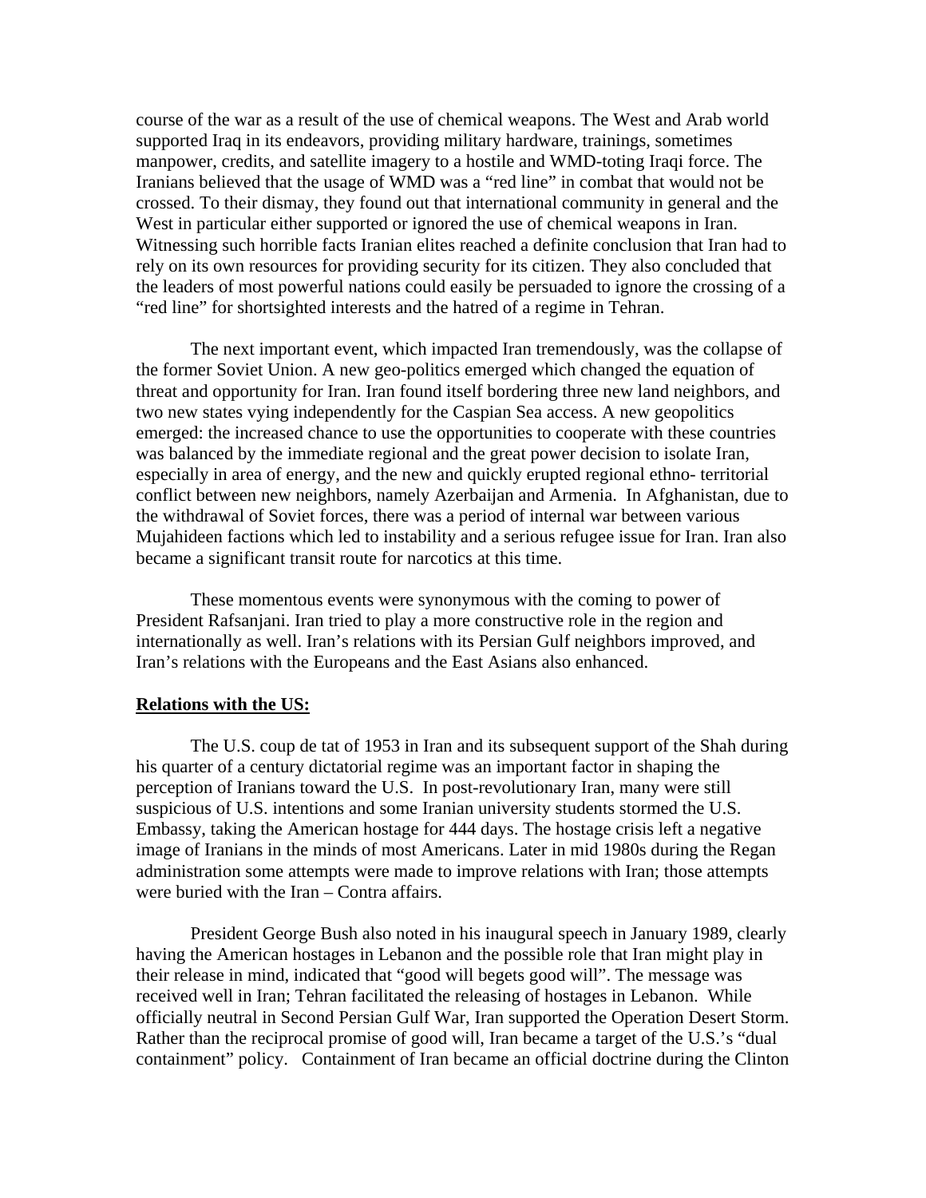course of the war as a result of the use of chemical weapons. The West and Arab world supported Iraq in its endeavors, providing military hardware, trainings, sometimes manpower, credits, and satellite imagery to a hostile and WMD-toting Iraqi force. The Iranians believed that the usage of WMD was a "red line" in combat that would not be crossed. To their dismay, they found out that international community in general and the West in particular either supported or ignored the use of chemical weapons in Iran. Witnessing such horrible facts Iranian elites reached a definite conclusion that Iran had to rely on its own resources for providing security for its citizen. They also concluded that the leaders of most powerful nations could easily be persuaded to ignore the crossing of a "red line" for shortsighted interests and the hatred of a regime in Tehran.

The next important event, which impacted Iran tremendously, was the collapse of the former Soviet Union. A new geo-politics emerged which changed the equation of threat and opportunity for Iran. Iran found itself bordering three new land neighbors, and two new states vying independently for the Caspian Sea access. A new geopolitics emerged: the increased chance to use the opportunities to cooperate with these countries was balanced by the immediate regional and the great power decision to isolate Iran, especially in area of energy, and the new and quickly erupted regional ethno- territorial conflict between new neighbors, namely Azerbaijan and Armenia. In Afghanistan, due to the withdrawal of Soviet forces, there was a period of internal war between various Mujahideen factions which led to instability and a serious refugee issue for Iran. Iran also became a significant transit route for narcotics at this time.

These momentous events were synonymous with the coming to power of President Rafsanjani. Iran tried to play a more constructive role in the region and internationally as well. Iran's relations with its Persian Gulf neighbors improved, and Iran's relations with the Europeans and the East Asians also enhanced.

**Relations with the US:**

The U.S. coup de tat of 1953 in Iran and its subsequent support of the Shah during his quarter of a century dictatorial regime was an important factor in shaping the perception of Iranians toward the U.S. In post-revolutionary Iran, many were still suspicious of U.S. intentions and some Iranian university students stormed the U.S. Embassy, taking the American hostage for 444 days. The hostage crisis left a negative image of Iranians in the minds of most Americans. Later in mid 1980s during the Regan administration some attempts were made to improve relations with Iran; those attempts were buried with the Iran – Contra affairs.

President George Bush also noted in his inaugural speech in January 1989, clearly having the American hostages in Lebanon and the possible role that Iran might play in their release in mind, indicated that "good will begets good will". The message was received well in Iran; Tehran facilitated the releasing of hostages in Lebanon. While officially neutral in Second Persian Gulf War, Iran supported the Operation Desert Storm. Rather than the reciprocal promise of good will, Iran became a target of the U.S.'s "dual containment" policy. Containment of Iran became an official doctrine during the Clinton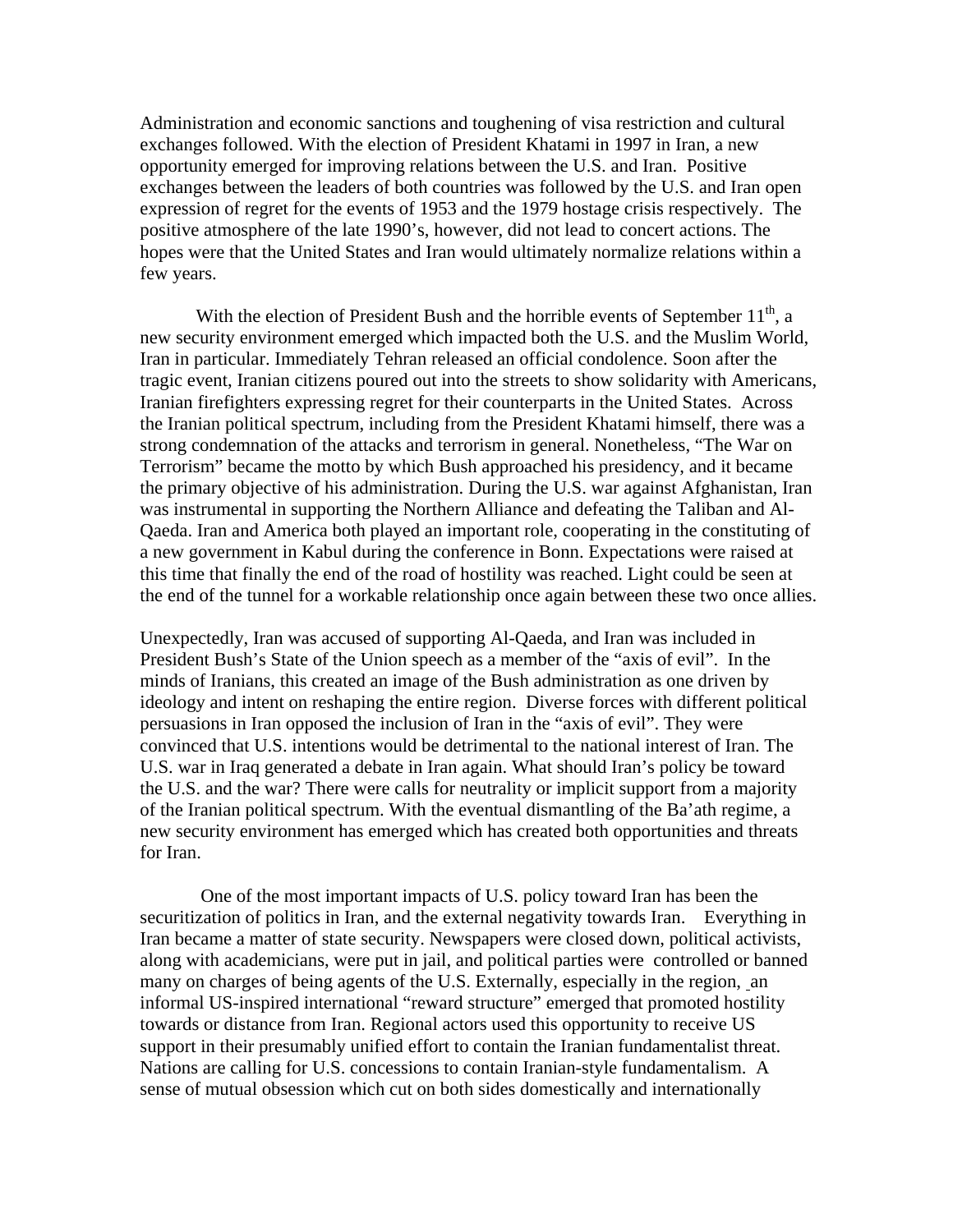Administration and economic sanctions and toughening of visa restriction and cultural exchanges followed. With the election of President Khatami in 1997 in Iran, a new opportunity emerged for improving relations between the U.S. and Iran. Positive exchanges between the leaders of both countries was followed by the U.S. and Iran open expression of regret for the events of 1953 and the 1979 hostage crisis respectively. The positive atmosphere of the late 1990's, however, did not lead to concert actions. The hopes were that the United States and Iran would ultimately normalize relations within a few years.

With the election of President Bush and the horrible events of September 11th, a new security environment emerged which impacted both the U.S. and the Muslim World, Iran in particular. Immediately Tehran released an official condolence. Soon after the tragic event, Iranian citizens poured out into the streets to show solidarity with Americans, Iranian firefighters expressing regret for their counterparts in the United States. Across the Iranian political spectrum, including from the President Khatami himself, there was a strong condemnation of the attacks and terrorism in general. Nonetheless, "The War on Terrorism" became the motto by which Bush approached his presidency, and it became the primary objective of his administration. During the U.S. war against Afghanistan, Iran was instrumental in supporting the Northern Alliance and defeating the Taliban and Al-Qaeda. Iran and America both played an important role, cooperating in the constituting of a new government in Kabul during the conference in Bonn. Expectations were raised at this time that finally the end of the road of hostility was reached. Light could be seen at the end of the tunnel for a workable relationship once again between these two once allies.

Unexpectedly, Iran was accused of supporting Al-Qaeda, and Iran was included in President Bush's State of the Union speech as a member of the "axis of evil". In the minds of Iranians, this created an image of the Bush administration as one driven by ideology and intent on reshaping the entire region. Diverse forces with different political persuasions in Iran opposed the inclusion of Iran in the "axis of evil". They were convinced that U.S. intentions would be detrimental to the national interest of Iran. The U.S. war in Iraq generated a debate in Iran again. What should Iran's policy be toward the U.S. and the war? There were calls for neutrality or implicit support from a majority of the Iranian political spectrum. With the eventual dismantling of the Ba'ath regime, a new security environment has emerged which has created both opportunities and threats for Iran.

One of the most important impacts of U.S. policy toward Iran has been the securitization of politics in Iran, and the external negativity towards Iran. Everything in Iran became a matter of state security. Newspapers were closed down, political activists, along with academicians, were put in jail, and political parties were controlled or banned many on charges of being agents of the U.S. Externally, especially in the region, an informal US-inspired international "reward structure" emerged that promoted hostility towards or distance from Iran. Regional actors used this opportunity to receive US support in their presumably unified effort to contain the Iranian fundamentalist threat. Nations are calling for U.S. concessions to contain Iranian-style fundamentalism. A sense of mutual obsession which cut on both sides domestically and internationally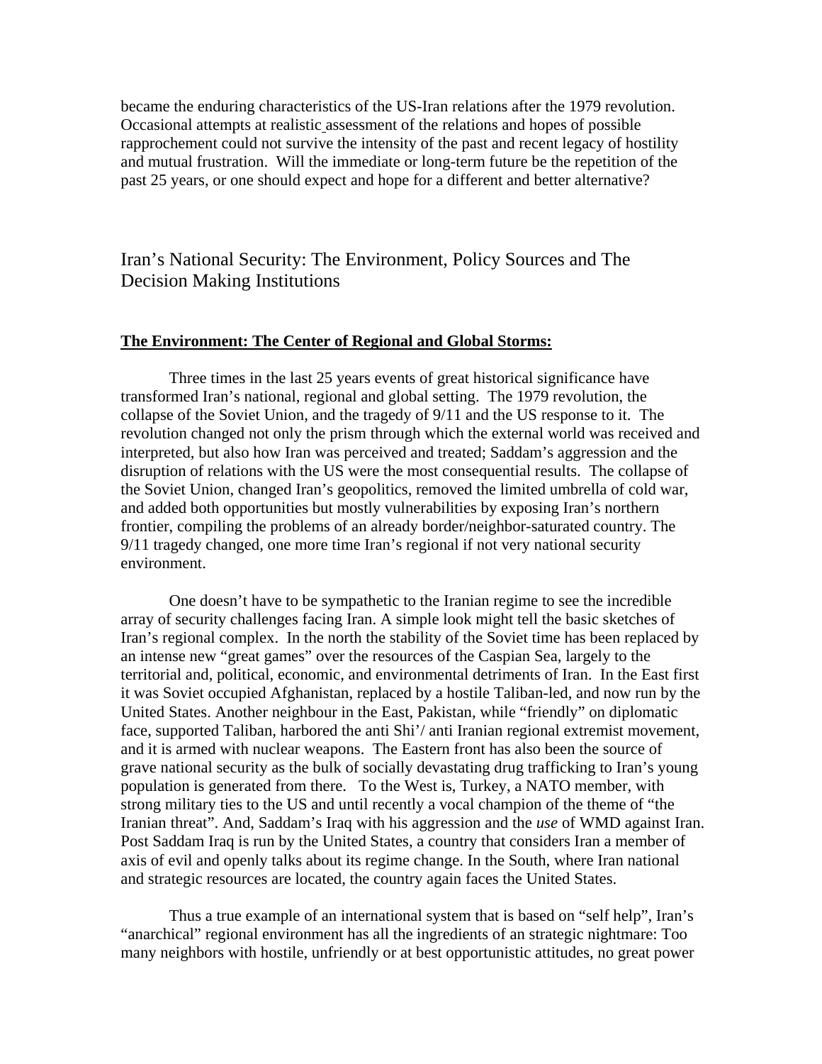became the enduring characteristics of the US-Iran relations after the 1979 revolution. Occasional attempts at realistic assessment of the relations and hopes of possible rapprochement could not survive the intensity of the past and recent legacy of hostility and mutual frustration. Will the immediate or long-term future be the repetition of the past 25 years, or one should expect and hope for a different and better alternative?

## Iran's National Security: The Environment, Policy Sources and The Decision Making Institutions

### **The Environment: The Center of Regional and Global Storms:**

Three times in the last 25 years events of great historical significance have transformed Iran's national, regional and global setting. The 1979 revolution, the collapse of the Soviet Union, and the tragedy of 9/11 and the US response to it. The revolution changed not only the prism through which the external world was received and interpreted, but also how Iran was perceived and treated; Saddam's aggression and the disruption of relations with the US were the most consequential results. The collapse of the Soviet Union, changed Iran's geopolitics, removed the limited umbrella of cold war, and added both opportunities but mostly vulnerabilities by exposing Iran's northern frontier, compiling the problems of an already border/neighbor-saturated country. The 9/11 tragedy changed, one more time Iran's regional if not very national security environment.

One doesn't have to be sympathetic to the Iranian regime to see the incredible array of security challenges facing Iran. A simple look might tell the basic sketches of Iran's regional complex. In the north the stability of the Soviet time has been replaced by an intense new "great games" over the resources of the Caspian Sea, largely to the territorial and, political, economic, and environmental detriments of Iran. In the East first it was Soviet occupied Afghanistan, replaced by a hostile Taliban-led, and now run by the United States. Another neighbour in the East, Pakistan, while "friendly" on diplomatic face, supported Taliban, harbored the anti Shi'/ anti Iranian regional extremist movement, and it is armed with nuclear weapons. The Eastern front has also been the source of grave national security as the bulk of socially devastating drug trafficking to Iran's young population is generated from there. To the West is, Turkey, a NATO member, with strong military ties to the US and until recently a vocal champion of the theme of "the Iranian threat". And, Saddam's Iraq with his aggression and the *use* of WMD against Iran. Post Saddam Iraq is run by the United States, a country that considers Iran a member of axis of evil and openly talks about its regime change. In the South, where Iran national and strategic resources are located, the country again faces the United States.

Thus a true example of an international system that is based on "self help", Iran's "anarchical" regional environment has all the ingredients of an strategic nightmare: Too many neighbors with hostile, unfriendly or at best opportunistic attitudes, no great power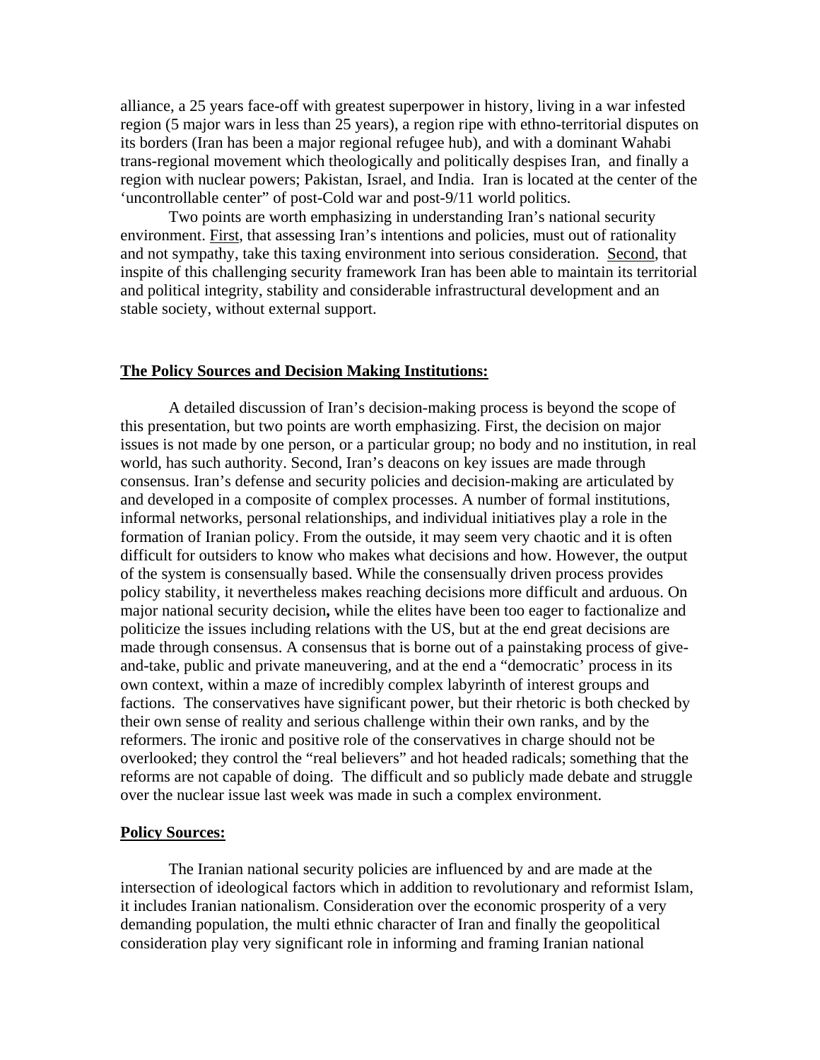alliance, a 25 years face-off with greatest superpower in history, living in a war infested region (5 major wars in less than 25 years), a region ripe with ethno-territorial disputes on its borders (Iran has been a major regional refugee hub), and with a dominant Wahabi trans-regional movement which theologically and politically despises Iran, and finally a region with nuclear powers; Pakistan, Israel, and India. Iran is located at the center of the 'uncontrollable center" of post-Cold war and post-9/11 world politics.

Two points are worth emphasizing in understanding Iran's national security environment. First, that assessing Iran's intentions and policies, must out of rationality and not sympathy, take this taxing environment into serious consideration. Second, that inspite of this challenging security framework Iran has been able to maintain its territorial and political integrity, stability and considerable infrastructural development and an stable society, without external support.

**The Policy Sources and Decision Making Institutions:**

A detailed discussion of Iran's decision-making process is beyond the scope of this presentation, but two points are worth emphasizing. First, the decision on major issues is not made by one person, or a particular group; no body and no institution, in real world, has such authority. Second, Iran's deacons on key issues are made through consensus. Iran's defense and security policies and decision-making are articulated by and developed in a composite of complex processes. A number of formal institutions, informal networks, personal relationships, and individual initiatives play a role in the formation of Iranian policy. From the outside, it may seem very chaotic and it is often difficult for outsiders to know who makes what decisions and how. However, the output of the system is consensually based. While the consensually driven process provides policy stability, it nevertheless makes reaching decisions more difficult and arduous. On major national security decision**,** while the elites have been too eager to factionalize and politicize the issues including relations with the US, but at the end great decisions are made through consensus. A consensus that is borne out of a painstaking process of give-and-take, public and private maneuvering, and at the end a "democratic' process in its own context, within a maze of incredibly complex labyrinth of interest groups and factions. The conservatives have significant power, but their rhetoric is both checked by their own sense of reality and serious challenge within their own ranks, and by the reformers. The ironic and positive role of the conservatives in charge should not be overlooked; they control the "real believers" and hot headed radicals; something that the reforms are not capable of doing. The difficult and so publicly made debate and struggle over the nuclear issue last week was made in such a complex environment.

**Policy Sources:**

The Iranian national security policies are influenced by and are made at the intersection of ideological factors which in addition to revolutionary and reformist Islam, it includes Iranian nationalism. Consideration over the economic prosperity of a very demanding population, the multi ethnic character of Iran and finally the geopolitical consideration play very significant role in informing and framing Iranian national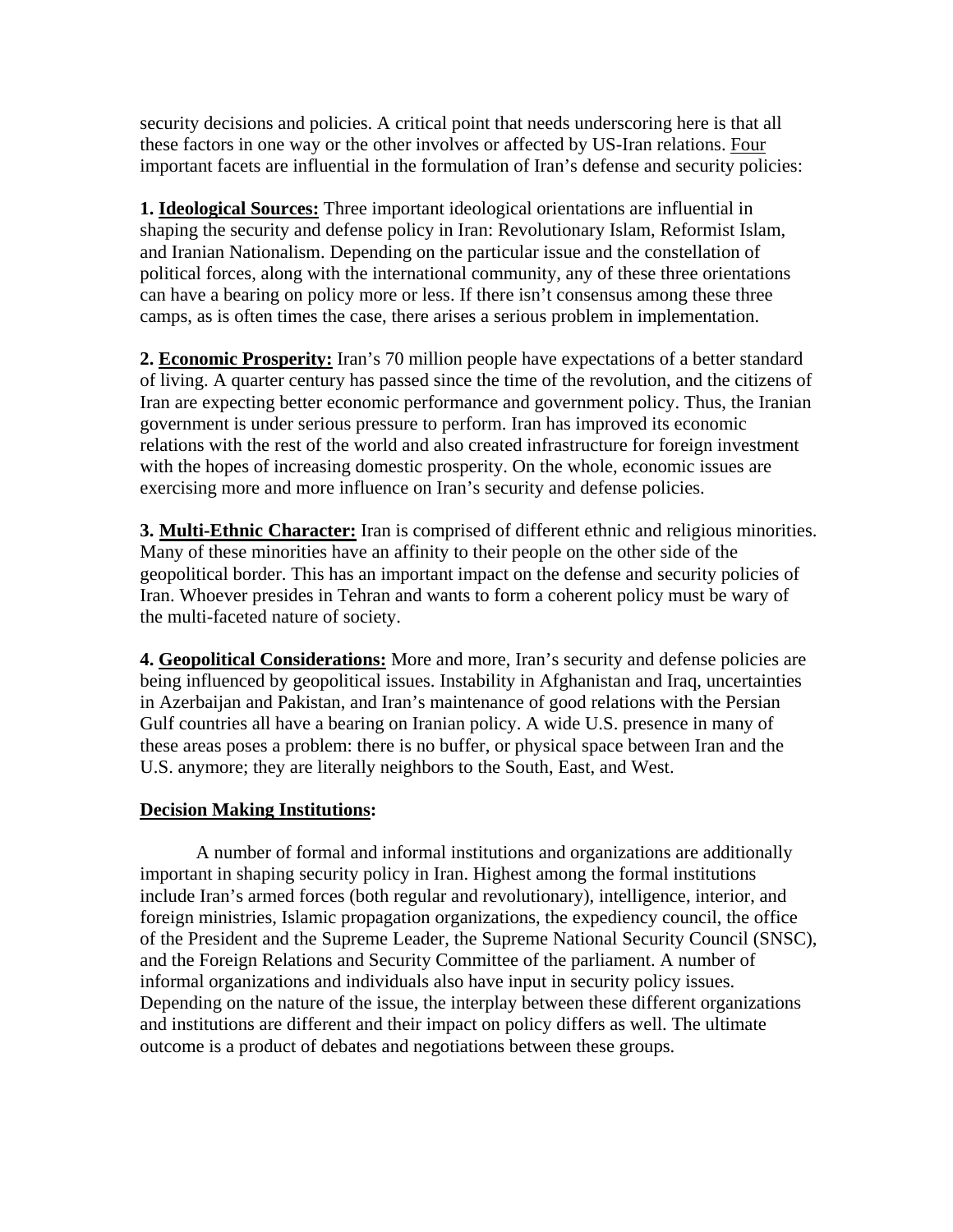security decisions and policies. A critical point that needs underscoring here is that all these factors in one way or the other involves or affected by US-Iran relations. Four important facets are influential in the formulation of Iran's defense and security policies:

**1. Ideological Sources:** Three important ideological orientations are influential in shaping the security and defense policy in Iran: Revolutionary Islam, Reformist Islam, and Iranian Nationalism. Depending on the particular issue and the constellation of political forces, along with the international community, any of these three orientations can have a bearing on policy more or less. If there isn't consensus among these three camps, as is often times the case, there arises a serious problem in implementation.

**2. Economic Prosperity:** Iran's 70 million people have expectations of a better standard of living. A quarter century has passed since the time of the revolution, and the citizens of Iran are expecting better economic performance and government policy. Thus, the Iranian government is under serious pressure to perform. Iran has improved its economic relations with the rest of the world and also created infrastructure for foreign investment with the hopes of increasing domestic prosperity. On the whole, economic issues are exercising more and more influence on Iran's security and defense policies.

**3. Multi-Ethnic Character:** Iran is comprised of different ethnic and religious minorities. Many of these minorities have an affinity to their people on the other side of the geopolitical border. This has an important impact on the defense and security policies of Iran. Whoever presides in Tehran and wants to form a coherent policy must be wary of the multi-faceted nature of society.

**4. Geopolitical Considerations:** More and more, Iran's security and defense policies are being influenced by geopolitical issues. Instability in Afghanistan and Iraq, uncertainties in Azerbaijan and Pakistan, and Iran's maintenance of good relations with the Persian Gulf countries all have a bearing on Iranian policy. A wide U.S. presence in many of these areas poses a problem: there is no buffer, or physical space between Iran and the U.S. anymore; they are literally neighbors to the South, East, and West.

**Decision Making Institutions:**

A number of formal and informal institutions and organizations are additionally important in shaping security policy in Iran. Highest among the formal institutions include Iran's armed forces (both regular and revolutionary), intelligence, interior, and foreign ministries, Islamic propagation organizations, the expediency council, the office of the President and the Supreme Leader, the Supreme National Security Council (SNSC), and the Foreign Relations and Security Committee of the parliament. A number of informal organizations and individuals also have input in security policy issues. Depending on the nature of the issue, the interplay between these different organizations and institutions are different and their impact on policy differs as well. The ultimate outcome is a product of debates and negotiations between these groups.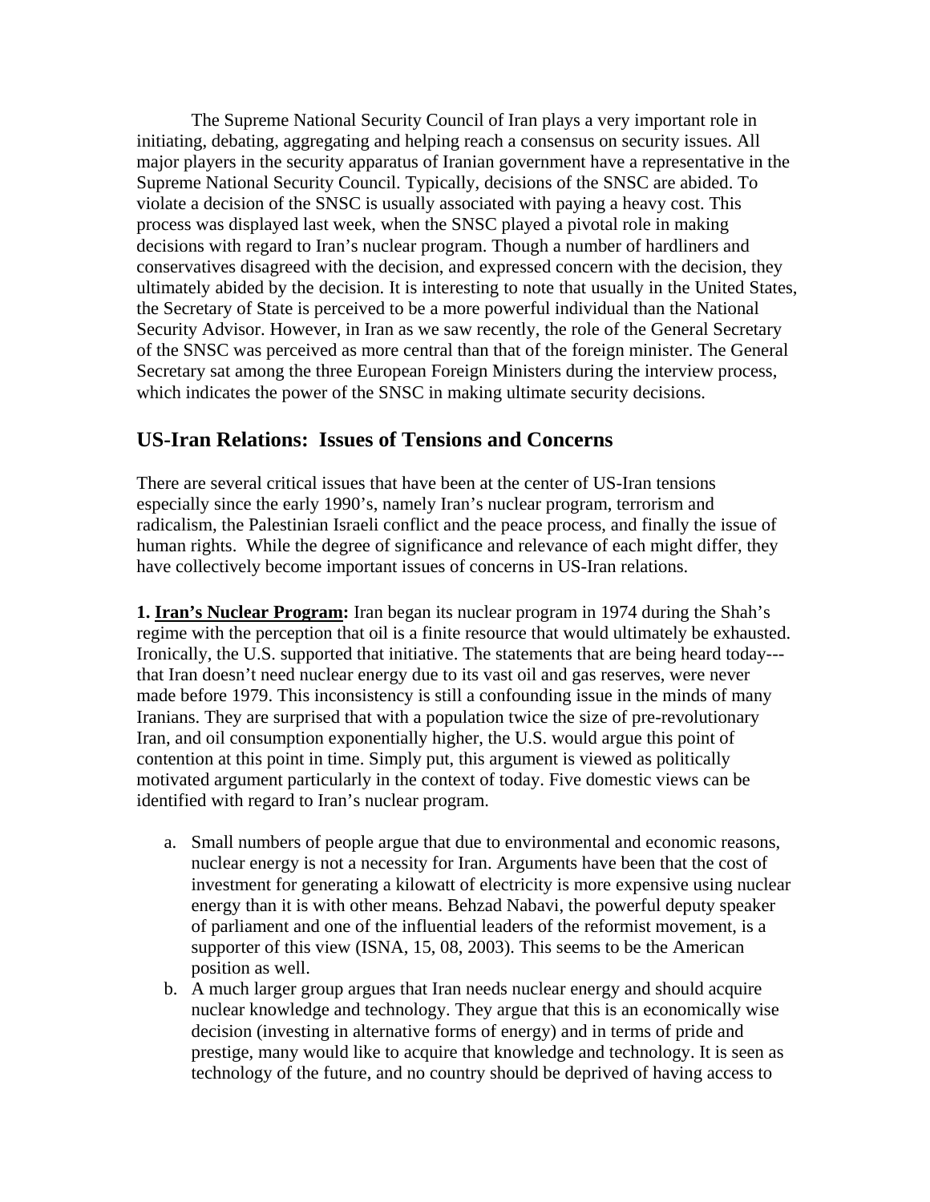The Supreme National Security Council of Iran plays a very important role in initiating, debating, aggregating and helping reach a consensus on security issues. All major players in the security apparatus of Iranian government have a representative in the Supreme National Security Council. Typically, decisions of the SNSC are abided. To violate a decision of the SNSC is usually associated with paying a heavy cost. This process was displayed last week, when the SNSC played a pivotal role in making decisions with regard to Iran's nuclear program. Though a number of hardliners and conservatives disagreed with the decision, and expressed concern with the decision, they ultimately abided by the decision. It is interesting to note that usually in the United States, the Secretary of State is perceived to be a more powerful individual than the National Security Advisor. However, in Iran as we saw recently, the role of the General Secretary of the SNSC was perceived as more central than that of the foreign minister. The General Secretary sat among the three European Foreign Ministers during the interview process, which indicates the power of the SNSC in making ultimate security decisions.

## US-Iran Relations: Issues of Tensions and Concerns

There are several critical issues that have been at the center of US-Iran tensions especially since the early 1990's, namely Iran's nuclear program, terrorism and radicalism, the Palestinian Israeli conflict and the peace process, and finally the issue of human rights. While the degree of significance and relevance of each might differ, they have collectively become important issues of concerns in US-Iran relations.

**1. <u>Iran's Nuclear Program</u>:** Iran began its nuclear program in 1974 during the Shah's regime with the perception that oil is a finite resource that would ultimately be exhausted. Ironically, the U.S. supported that initiative. The statements that are being heard today---that Iran doesn't need nuclear energy due to its vast oil and gas reserves, were never made before 1979. This inconsistency is still a confounding issue in the minds of many Iranians. They are surprised that with a population twice the size of pre-revolutionary Iran, and oil consumption exponentially higher, the U.S. would argue this point of contention at this point in time. Simply put, this argument is viewed as politically motivated argument particularly in the context of today. Five domestic views can be identified with regard to Iran's nuclear program.

a. Small numbers of people argue that due to environmental and economic reasons, nuclear energy is not a necessity for Iran. Arguments have been that the cost of investment for generating a kilowatt of electricity is more expensive using nuclear energy than it is with other means. Behzad Nabavi, the powerful deputy speaker of parliament and one of the influential leaders of the reformist movement, is a supporter of this view (ISNA, 15, 08, 2003). This seems to be the American position as well.

b. A much larger group argues that Iran needs nuclear energy and should acquire nuclear knowledge and technology. They argue that this is an economically wise decision (investing in alternative forms of energy) and in terms of pride and prestige, many would like to acquire that knowledge and technology. It is seen as technology of the future, and no country should be deprived of having access to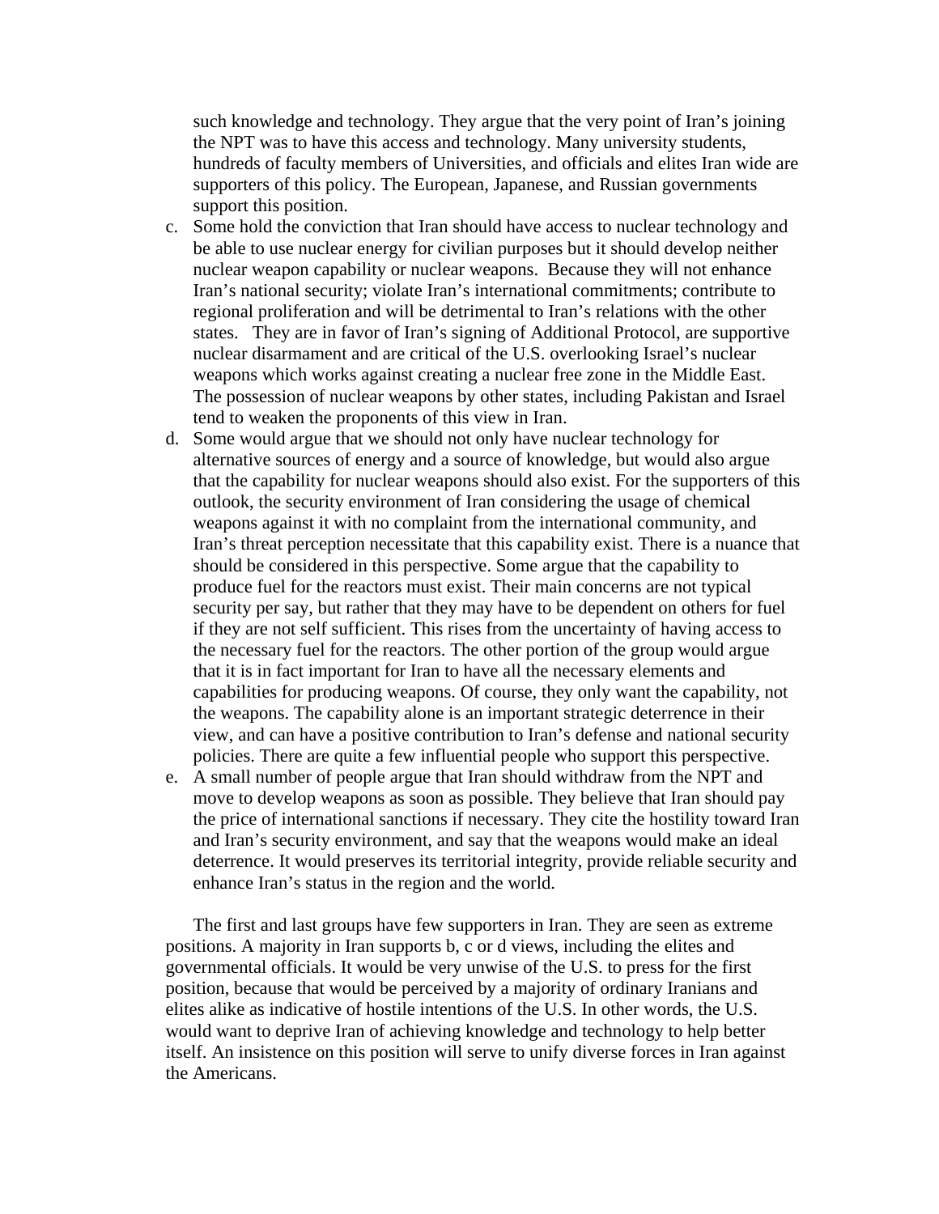such knowledge and technology. They argue that the very point of Iran's joining the NPT was to have this access and technology. Many university students, hundreds of faculty members of Universities, and officials and elites Iran wide are supporters of this policy. The European, Japanese, and Russian governments support this position.

c. Some hold the conviction that Iran should have access to nuclear technology and be able to use nuclear energy for civilian purposes but it should develop neither nuclear weapon capability or nuclear weapons. Because they will not enhance Iran's national security; violate Iran's international commitments; contribute to regional proliferation and will be detrimental to Iran's relations with the other states. They are in favor of Iran's signing of Additional Protocol, are supportive nuclear disarmament and are critical of the U.S. overlooking Israel's nuclear weapons which works against creating a nuclear free zone in the Middle East. The possession of nuclear weapons by other states, including Pakistan and Israel tend to weaken the proponents of this view in Iran.
d. Some would argue that we should not only have nuclear technology for alternative sources of energy and a source of knowledge, but would also argue that the capability for nuclear weapons should also exist. For the supporters of this outlook, the security environment of Iran considering the usage of chemical weapons against it with no complaint from the international community, and Iran's threat perception necessitate that this capability exist. There is a nuance that should be considered in this perspective. Some argue that the capability to produce fuel for the reactors must exist. Their main concerns are not typical security per say, but rather that they may have to be dependent on others for fuel if they are not self sufficient. This rises from the uncertainty of having access to the necessary fuel for the reactors. The other portion of the group would argue that it is in fact important for Iran to have all the necessary elements and capabilities for producing weapons. Of course, they only want the capability, not the weapons. The capability alone is an important strategic deterrence in their view, and can have a positive contribution to Iran's defense and national security policies. There are quite a few influential people who support this perspective.
e. A small number of people argue that Iran should withdraw from the NPT and move to develop weapons as soon as possible. They believe that Iran should pay the price of international sanctions if necessary. They cite the hostility toward Iran and Iran's security environment, and say that the weapons would make an ideal deterrence. It would preserves its territorial integrity, provide reliable security and enhance Iran's status in the region and the world.

The first and last groups have few supporters in Iran. They are seen as extreme positions. A majority in Iran supports b, c or d views, including the elites and governmental officials. It would be very unwise of the U.S. to press for the first position, because that would be perceived by a majority of ordinary Iranians and elites alike as indicative of hostile intentions of the U.S. In other words, the U.S. would want to deprive Iran of achieving knowledge and technology to help better itself. An insistence on this position will serve to unify diverse forces in Iran against the Americans.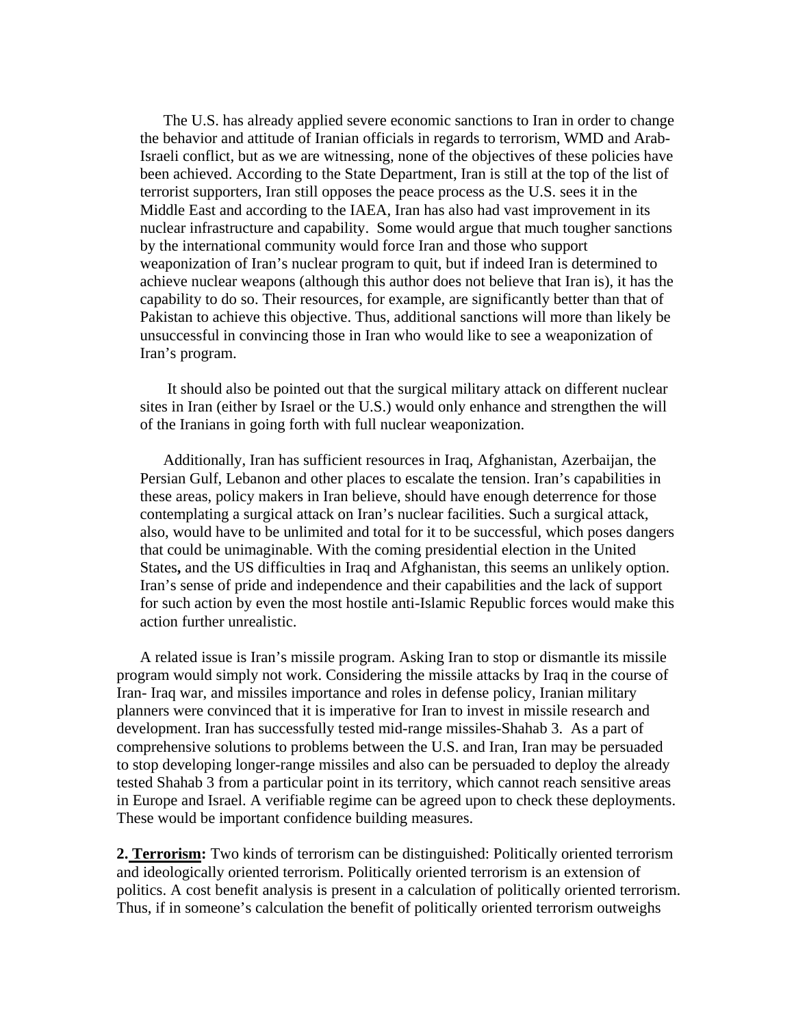The U.S. has already applied severe economic sanctions to Iran in order to change the behavior and attitude of Iranian officials in regards to terrorism, WMD and Arab-Israeli conflict, but as we are witnessing, none of the objectives of these policies have been achieved. According to the State Department, Iran is still at the top of the list of terrorist supporters, Iran still opposes the peace process as the U.S. sees it in the Middle East and according to the IAEA, Iran has also had vast improvement in its nuclear infrastructure and capability. Some would argue that much tougher sanctions by the international community would force Iran and those who support weaponization of Iran's nuclear program to quit, but if indeed Iran is determined to achieve nuclear weapons (although this author does not believe that Iran is), it has the capability to do so. Their resources, for example, are significantly better than that of Pakistan to achieve this objective. Thus, additional sanctions will more than likely be unsuccessful in convincing those in Iran who would like to see a weaponization of Iran's program.

It should also be pointed out that the surgical military attack on different nuclear sites in Iran (either by Israel or the U.S.) would only enhance and strengthen the will of the Iranians in going forth with full nuclear weaponization.

Additionally, Iran has sufficient resources in Iraq, Afghanistan, Azerbaijan, the Persian Gulf, Lebanon and other places to escalate the tension. Iran's capabilities in these areas, policy makers in Iran believe, should have enough deterrence for those contemplating a surgical attack on Iran's nuclear facilities. Such a surgical attack, also, would have to be unlimited and total for it to be successful, which poses dangers that could be unimaginable. With the coming presidential election in the United States**,** and the US difficulties in Iraq and Afghanistan, this seems an unlikely option. Iran's sense of pride and independence and their capabilities and the lack of support for such action by even the most hostile anti-Islamic Republic forces would make this action further unrealistic.

A related issue is Iran's missile program. Asking Iran to stop or dismantle its missile program would simply not work. Considering the missile attacks by Iraq in the course of Iran- Iraq war, and missiles importance and roles in defense policy, Iranian military planners were convinced that it is imperative for Iran to invest in missile research and development. Iran has successfully tested mid-range missiles-Shahab 3. As a part of comprehensive solutions to problems between the U.S. and Iran, Iran may be persuaded to stop developing longer-range missiles and also can be persuaded to deploy the already tested Shahab 3 from a particular point in its territory, which cannot reach sensitive areas in Europe and Israel. A verifiable regime can be agreed upon to check these deployments. These would be important confidence building measures.

**2. Terrorism:** Two kinds of terrorism can be distinguished: Politically oriented terrorism and ideologically oriented terrorism. Politically oriented terrorism is an extension of politics. A cost benefit analysis is present in a calculation of politically oriented terrorism. Thus, if in someone's calculation the benefit of politically oriented terrorism outweighs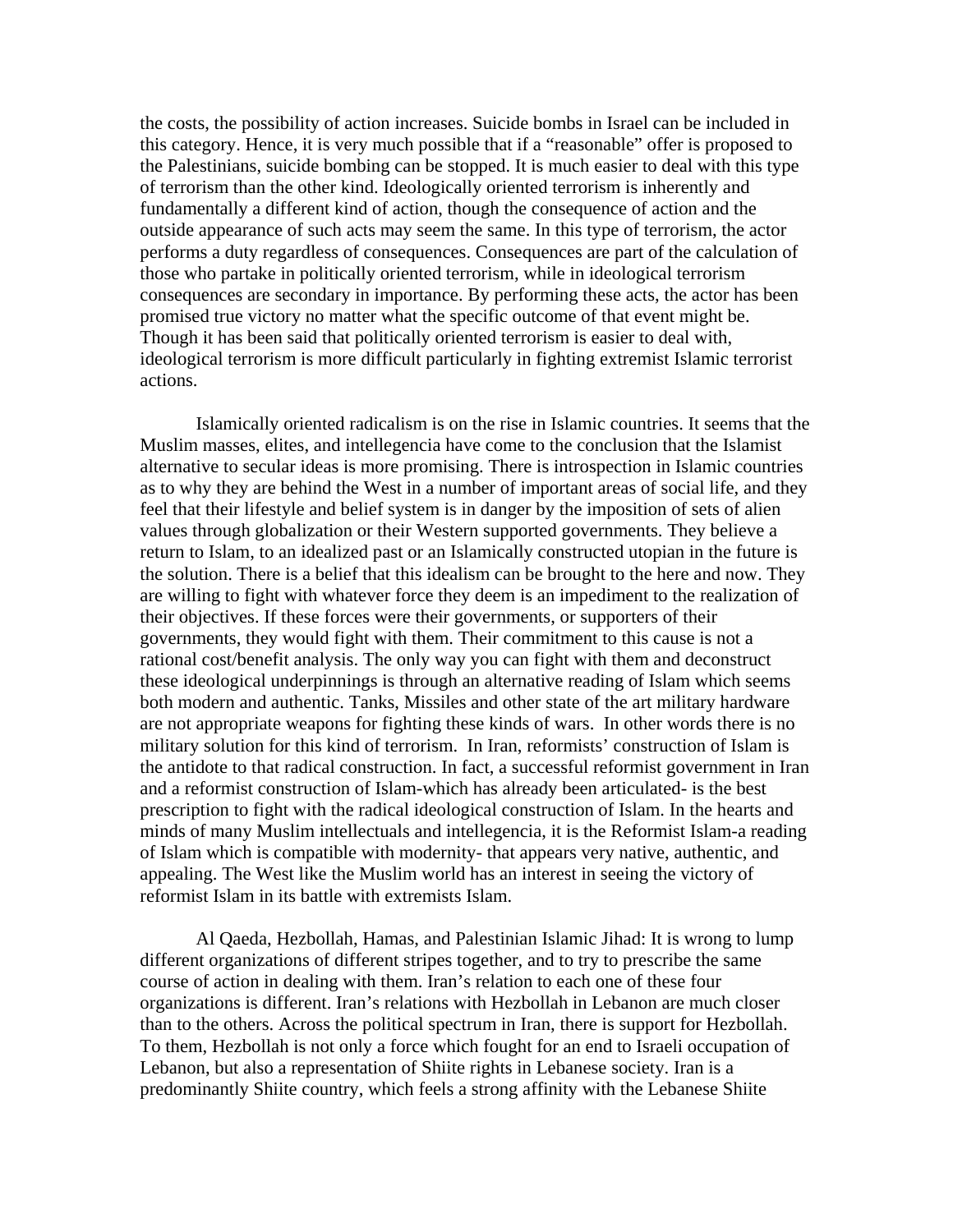the costs, the possibility of action increases. Suicide bombs in Israel can be included in this category. Hence, it is very much possible that if a "reasonable" offer is proposed to the Palestinians, suicide bombing can be stopped. It is much easier to deal with this type of terrorism than the other kind. Ideologically oriented terrorism is inherently and fundamentally a different kind of action, though the consequence of action and the outside appearance of such acts may seem the same. In this type of terrorism, the actor performs a duty regardless of consequences. Consequences are part of the calculation of those who partake in politically oriented terrorism, while in ideological terrorism consequences are secondary in importance. By performing these acts, the actor has been promised true victory no matter what the specific outcome of that event might be. Though it has been said that politically oriented terrorism is easier to deal with, ideological terrorism is more difficult particularly in fighting extremist Islamic terrorist actions.

Islamically oriented radicalism is on the rise in Islamic countries. It seems that the Muslim masses, elites, and intellegencia have come to the conclusion that the Islamist alternative to secular ideas is more promising. There is introspection in Islamic countries as to why they are behind the West in a number of important areas of social life, and they feel that their lifestyle and belief system is in danger by the imposition of sets of alien values through globalization or their Western supported governments. They believe a return to Islam, to an idealized past or an Islamically constructed utopian in the future is the solution. There is a belief that this idealism can be brought to the here and now. They are willing to fight with whatever force they deem is an impediment to the realization of their objectives. If these forces were their governments, or supporters of their governments, they would fight with them. Their commitment to this cause is not a rational cost/benefit analysis. The only way you can fight with them and deconstruct these ideological underpinnings is through an alternative reading of Islam which seems both modern and authentic. Tanks, Missiles and other state of the art military hardware are not appropriate weapons for fighting these kinds of wars. In other words there is no military solution for this kind of terrorism. In Iran, reformists' construction of Islam is the antidote to that radical construction. In fact, a successful reformist government in Iran and a reformist construction of Islam-which has already been articulated- is the best prescription to fight with the radical ideological construction of Islam. In the hearts and minds of many Muslim intellectuals and intellegencia, it is the Reformist Islam-a reading of Islam which is compatible with modernity- that appears very native, authentic, and appealing. The West like the Muslim world has an interest in seeing the victory of reformist Islam in its battle with extremists Islam.

Al Qaeda, Hezbollah, Hamas, and Palestinian Islamic Jihad: It is wrong to lump different organizations of different stripes together, and to try to prescribe the same course of action in dealing with them. Iran's relation to each one of these four organizations is different. Iran's relations with Hezbollah in Lebanon are much closer than to the others. Across the political spectrum in Iran, there is support for Hezbollah. To them, Hezbollah is not only a force which fought for an end to Israeli occupation of Lebanon, but also a representation of Shiite rights in Lebanese society. Iran is a predominantly Shiite country, which feels a strong affinity with the Lebanese Shiite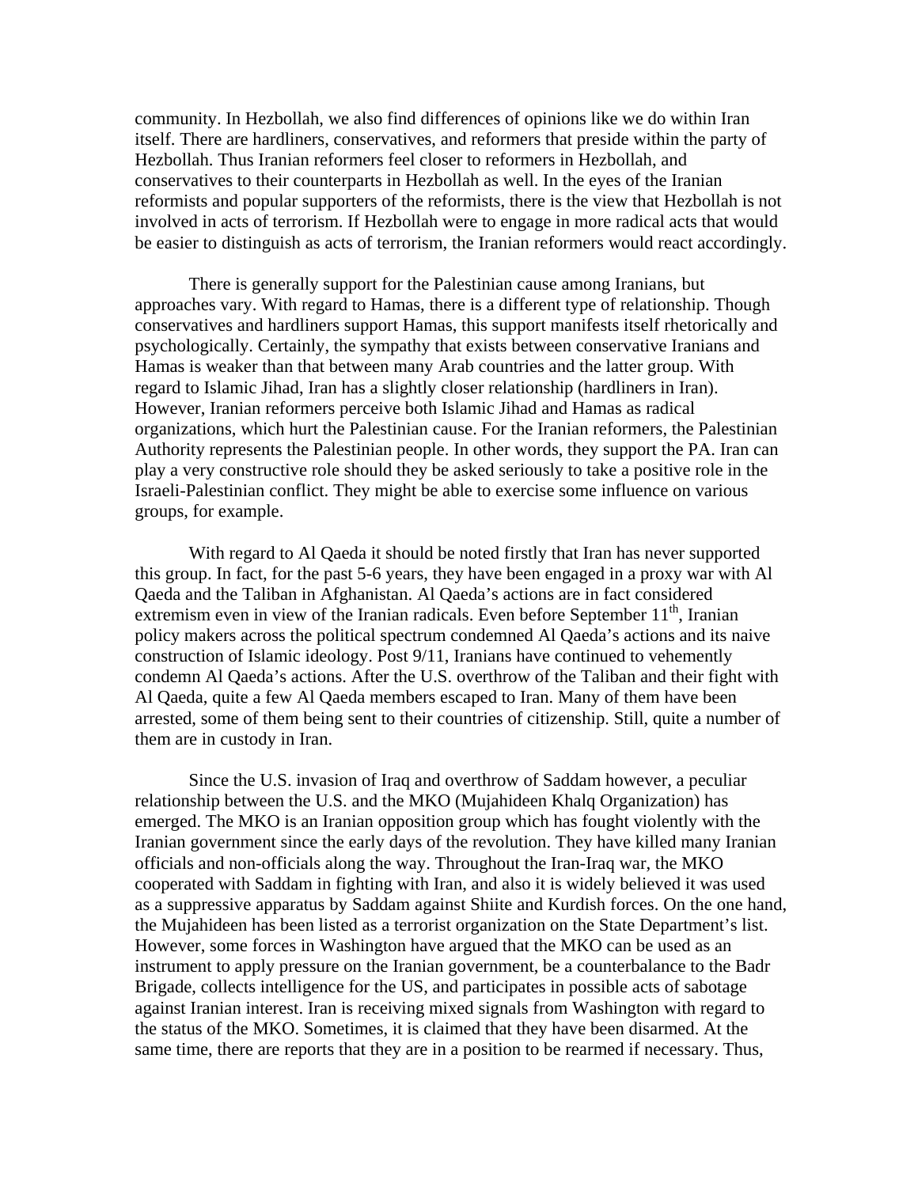community. In Hezbollah, we also find differences of opinions like we do within Iran itself. There are hardliners, conservatives, and reformers that preside within the party of Hezbollah. Thus Iranian reformers feel closer to reformers in Hezbollah, and conservatives to their counterparts in Hezbollah as well. In the eyes of the Iranian reformists and popular supporters of the reformists, there is the view that Hezbollah is not involved in acts of terrorism. If Hezbollah were to engage in more radical acts that would be easier to distinguish as acts of terrorism, the Iranian reformers would react accordingly.

There is generally support for the Palestinian cause among Iranians, but approaches vary. With regard to Hamas, there is a different type of relationship. Though conservatives and hardliners support Hamas, this support manifests itself rhetorically and psychologically. Certainly, the sympathy that exists between conservative Iranians and Hamas is weaker than that between many Arab countries and the latter group. With regard to Islamic Jihad, Iran has a slightly closer relationship (hardliners in Iran). However, Iranian reformers perceive both Islamic Jihad and Hamas as radical organizations, which hurt the Palestinian cause. For the Iranian reformers, the Palestinian Authority represents the Palestinian people. In other words, they support the PA. Iran can play a very constructive role should they be asked seriously to take a positive role in the Israeli-Palestinian conflict. They might be able to exercise some influence on various groups, for example.

With regard to Al Qaeda it should be noted firstly that Iran has never supported this group. In fact, for the past 5-6 years, they have been engaged in a proxy war with Al Qaeda and the Taliban in Afghanistan. Al Qaeda's actions are in fact considered extremism even in view of the Iranian radicals. Even before September 11th, Iranian policy makers across the political spectrum condemned Al Qaeda's actions and its naive construction of Islamic ideology. Post 9/11, Iranians have continued to vehemently condemn Al Qaeda's actions. After the U.S. overthrow of the Taliban and their fight with Al Qaeda, quite a few Al Qaeda members escaped to Iran. Many of them have been arrested, some of them being sent to their countries of citizenship. Still, quite a number of them are in custody in Iran.

Since the U.S. invasion of Iraq and overthrow of Saddam however, a peculiar relationship between the U.S. and the MKO (Mujahideen Khalq Organization) has emerged. The MKO is an Iranian opposition group which has fought violently with the Iranian government since the early days of the revolution. They have killed many Iranian officials and non-officials along the way. Throughout the Iran-Iraq war, the MKO cooperated with Saddam in fighting with Iran, and also it is widely believed it was used as a suppressive apparatus by Saddam against Shiite and Kurdish forces. On the one hand, the Mujahideen has been listed as a terrorist organization on the State Department's list. However, some forces in Washington have argued that the MKO can be used as an instrument to apply pressure on the Iranian government, be a counterbalance to the Badr Brigade, collects intelligence for the US, and participates in possible acts of sabotage against Iranian interest. Iran is receiving mixed signals from Washington with regard to the status of the MKO. Sometimes, it is claimed that they have been disarmed. At the same time, there are reports that they are in a position to be rearmed if necessary. Thus,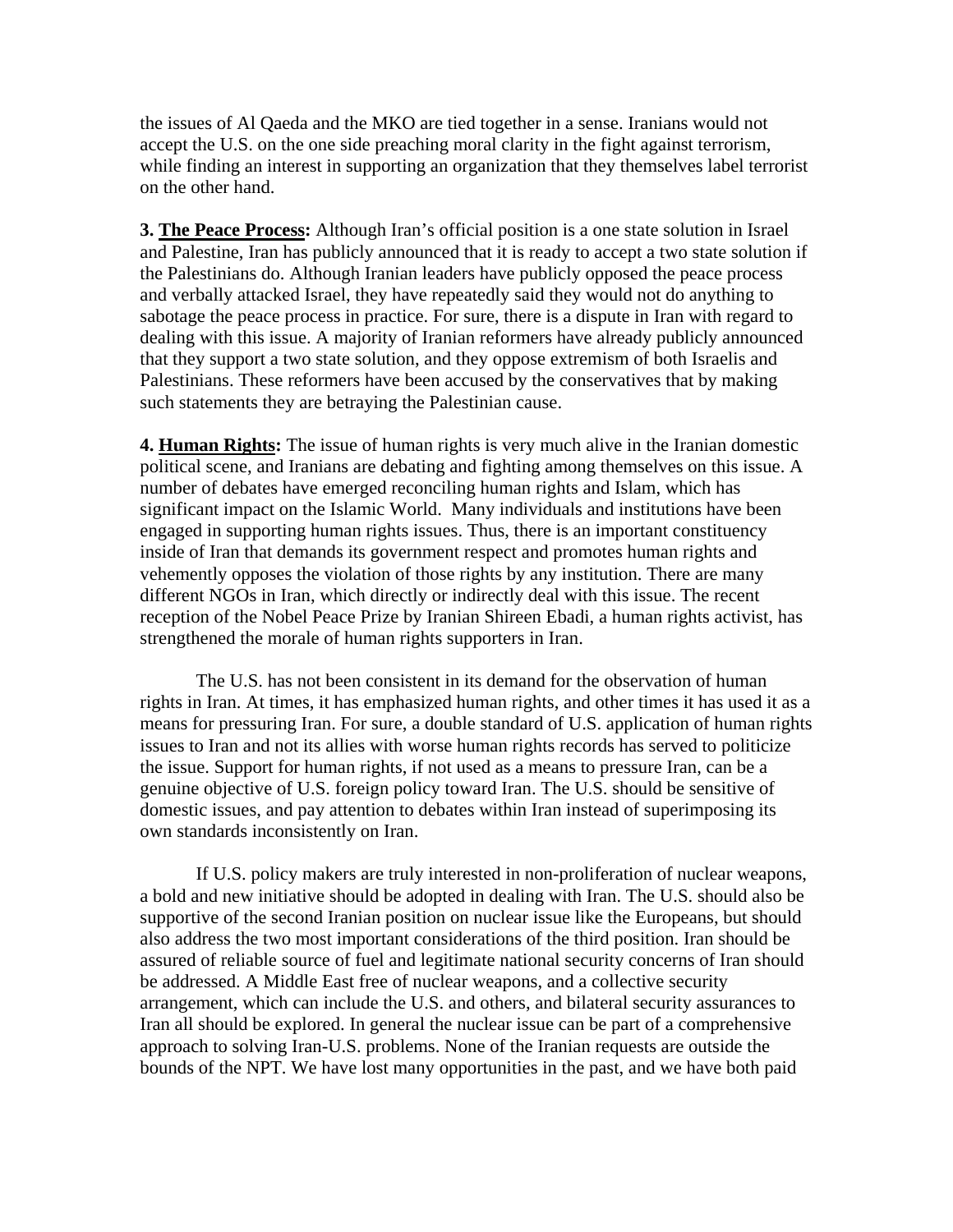the issues of Al Qaeda and the MKO are tied together in a sense. Iranians would not accept the U.S. on the one side preaching moral clarity in the fight against terrorism, while finding an interest in supporting an organization that they themselves label terrorist on the other hand.

**3. <u>The Peace Process</u>:** Although Iran's official position is a one state solution in Israel and Palestine, Iran has publicly announced that it is ready to accept a two state solution if the Palestinians do. Although Iranian leaders have publicly opposed the peace process and verbally attacked Israel, they have repeatedly said they would not do anything to sabotage the peace process in practice. For sure, there is a dispute in Iran with regard to dealing with this issue. A majority of Iranian reformers have already publicly announced that they support a two state solution, and they oppose extremism of both Israelis and Palestinians. These reformers have been accused by the conservatives that by making such statements they are betraying the Palestinian cause.

**4. <u>Human Rights</u>:** The issue of human rights is very much alive in the Iranian domestic political scene, and Iranians are debating and fighting among themselves on this issue. A number of debates have emerged reconciling human rights and Islam, which has significant impact on the Islamic World. Many individuals and institutions have been engaged in supporting human rights issues. Thus, there is an important constituency inside of Iran that demands its government respect and promotes human rights and vehemently opposes the violation of those rights by any institution. There are many different NGOs in Iran, which directly or indirectly deal with this issue. The recent reception of the Nobel Peace Prize by Iranian Shireen Ebadi, a human rights activist, has strengthened the morale of human rights supporters in Iran.

The U.S. has not been consistent in its demand for the observation of human rights in Iran. At times, it has emphasized human rights, and other times it has used it as a means for pressuring Iran. For sure, a double standard of U.S. application of human rights issues to Iran and not its allies with worse human rights records has served to politicize the issue. Support for human rights, if not used as a means to pressure Iran, can be a genuine objective of U.S. foreign policy toward Iran. The U.S. should be sensitive of domestic issues, and pay attention to debates within Iran instead of superimposing its own standards inconsistently on Iran.

If U.S. policy makers are truly interested in non-proliferation of nuclear weapons, a bold and new initiative should be adopted in dealing with Iran. The U.S. should also be supportive of the second Iranian position on nuclear issue like the Europeans, but should also address the two most important considerations of the third position. Iran should be assured of reliable source of fuel and legitimate national security concerns of Iran should be addressed. A Middle East free of nuclear weapons, and a collective security arrangement, which can include the U.S. and others, and bilateral security assurances to Iran all should be explored. In general the nuclear issue can be part of a comprehensive approach to solving Iran-U.S. problems. None of the Iranian requests are outside the bounds of the NPT. We have lost many opportunities in the past, and we have both paid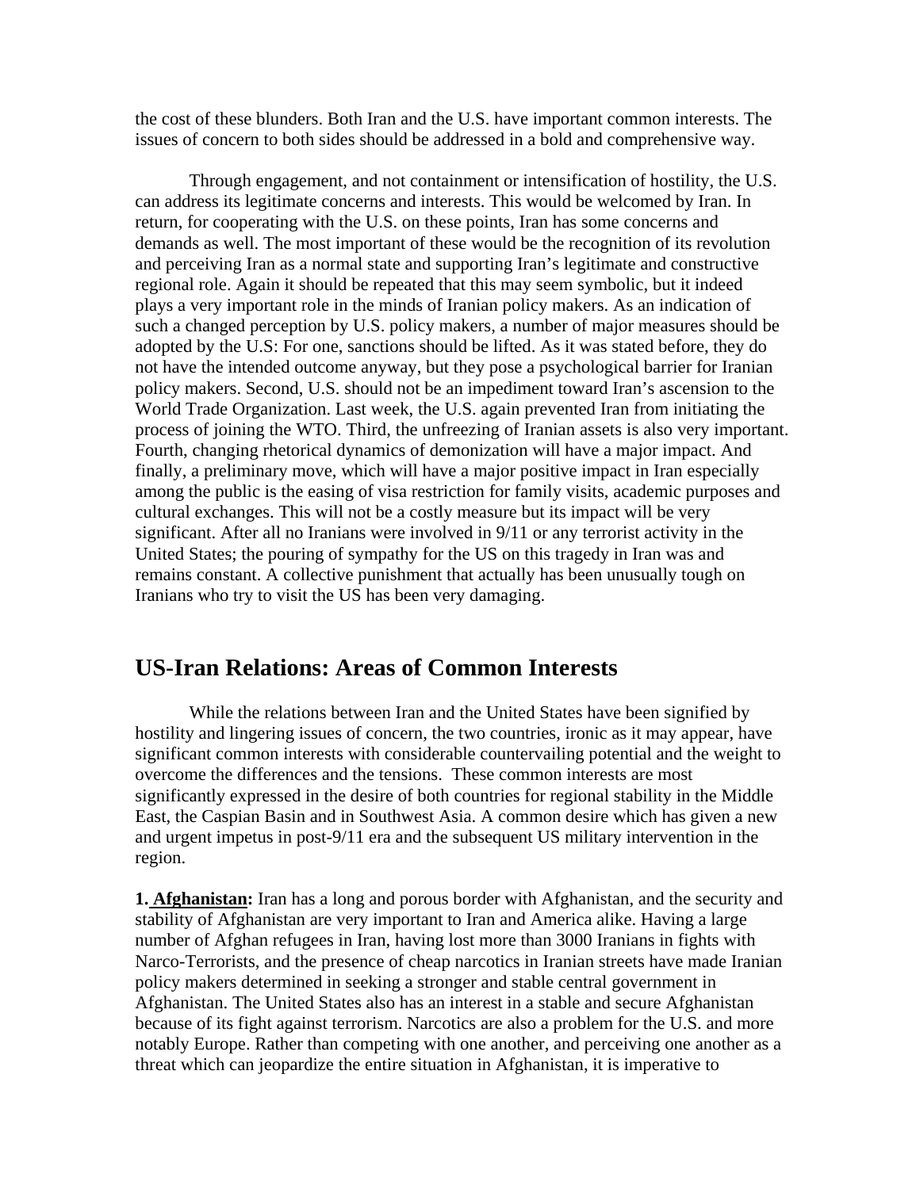the cost of these blunders. Both Iran and the U.S. have important common interests. The issues of concern to both sides should be addressed in a bold and comprehensive way.

Through engagement, and not containment or intensification of hostility, the U.S. can address its legitimate concerns and interests. This would be welcomed by Iran. In return, for cooperating with the U.S. on these points, Iran has some concerns and demands as well. The most important of these would be the recognition of its revolution and perceiving Iran as a normal state and supporting Iran's legitimate and constructive regional role. Again it should be repeated that this may seem symbolic, but it indeed plays a very important role in the minds of Iranian policy makers. As an indication of such a changed perception by U.S. policy makers, a number of major measures should be adopted by the U.S: For one, sanctions should be lifted. As it was stated before, they do not have the intended outcome anyway, but they pose a psychological barrier for Iranian policy makers. Second, U.S. should not be an impediment toward Iran's ascension to the World Trade Organization. Last week, the U.S. again prevented Iran from initiating the process of joining the WTO. Third, the unfreezing of Iranian assets is also very important. Fourth, changing rhetorical dynamics of demonization will have a major impact. And finally, a preliminary move, which will have a major positive impact in Iran especially among the public is the easing of visa restriction for family visits, academic purposes and cultural exchanges. This will not be a costly measure but its impact will be very significant. After all no Iranians were involved in 9/11 or any terrorist activity in the United States; the pouring of sympathy for the US on this tragedy in Iran was and remains constant. A collective punishment that actually has been unusually tough on Iranians who try to visit the US has been very damaging.

## US-Iran Relations: Areas of Common Interests

While the relations between Iran and the United States have been signified by hostility and lingering issues of concern, the two countries, ironic as it may appear, have significant common interests with considerable countervailing potential and the weight to overcome the differences and the tensions. These common interests are most significantly expressed in the desire of both countries for regional stability in the Middle East, the Caspian Basin and in Southwest Asia. A common desire which has given a new and urgent impetus in post-9/11 era and the subsequent US military intervention in the region.

**1. Afghanistan:** Iran has a long and porous border with Afghanistan, and the security and stability of Afghanistan are very important to Iran and America alike. Having a large number of Afghan refugees in Iran, having lost more than 3000 Iranians in fights with Narco-Terrorists, and the presence of cheap narcotics in Iranian streets have made Iranian policy makers determined in seeking a stronger and stable central government in Afghanistan. The United States also has an interest in a stable and secure Afghanistan because of its fight against terrorism. Narcotics are also a problem for the U.S. and more notably Europe. Rather than competing with one another, and perceiving one another as a threat which can jeopardize the entire situation in Afghanistan, it is imperative to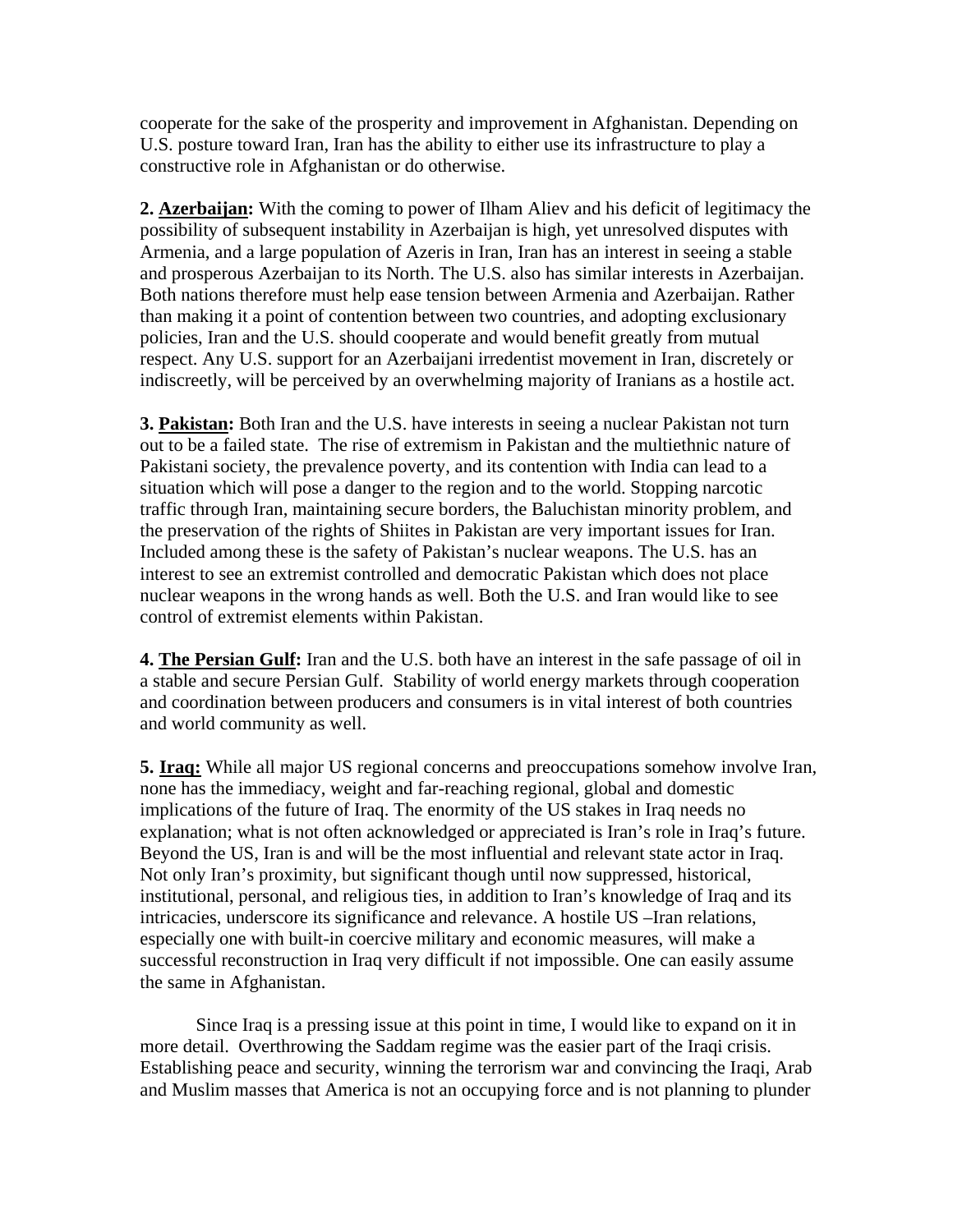cooperate for the sake of the prosperity and improvement in Afghanistan. Depending on U.S. posture toward Iran, Iran has the ability to either use its infrastructure to play a constructive role in Afghanistan or do otherwise.

**2. <u>Azerbaijan</u>:** With the coming to power of Ilham Aliev and his deficit of legitimacy the possibility of subsequent instability in Azerbaijan is high, yet unresolved disputes with Armenia, and a large population of Azeris in Iran, Iran has an interest in seeing a stable and prosperous Azerbaijan to its North. The U.S. also has similar interests in Azerbaijan. Both nations therefore must help ease tension between Armenia and Azerbaijan. Rather than making it a point of contention between two countries, and adopting exclusionary policies, Iran and the U.S. should cooperate and would benefit greatly from mutual respect. Any U.S. support for an Azerbaijani irredentist movement in Iran, discretely or indiscreetly, will be perceived by an overwhelming majority of Iranians as a hostile act.

**3. <u>Pakistan</u>:** Both Iran and the U.S. have interests in seeing a nuclear Pakistan not turn out to be a failed state. The rise of extremism in Pakistan and the multiethnic nature of Pakistani society, the prevalence poverty, and its contention with India can lead to a situation which will pose a danger to the region and to the world. Stopping narcotic traffic through Iran, maintaining secure borders, the Baluchistan minority problem, and the preservation of the rights of Shiites in Pakistan are very important issues for Iran. Included among these is the safety of Pakistan's nuclear weapons. The U.S. has an interest to see an extremist controlled and democratic Pakistan which does not place nuclear weapons in the wrong hands as well. Both the U.S. and Iran would like to see control of extremist elements within Pakistan.

**4. <u>The Persian Gulf</u>:** Iran and the U.S. both have an interest in the safe passage of oil in a stable and secure Persian Gulf. Stability of world energy markets through cooperation and coordination between producers and consumers is in vital interest of both countries and world community as well.

**5. <u>Iraq:</u>** While all major US regional concerns and preoccupations somehow involve Iran, none has the immediacy, weight and far-reaching regional, global and domestic implications of the future of Iraq. The enormity of the US stakes in Iraq needs no explanation; what is not often acknowledged or appreciated is Iran's role in Iraq's future. Beyond the US, Iran is and will be the most influential and relevant state actor in Iraq. Not only Iran's proximity, but significant though until now suppressed, historical, institutional, personal, and religious ties, in addition to Iran's knowledge of Iraq and its intricacies, underscore its significance and relevance. A hostile US –Iran relations, especially one with built-in coercive military and economic measures, will make a successful reconstruction in Iraq very difficult if not impossible. One can easily assume the same in Afghanistan.

Since Iraq is a pressing issue at this point in time, I would like to expand on it in more detail. Overthrowing the Saddam regime was the easier part of the Iraqi crisis. Establishing peace and security, winning the terrorism war and convincing the Iraqi, Arab and Muslim masses that America is not an occupying force and is not planning to plunder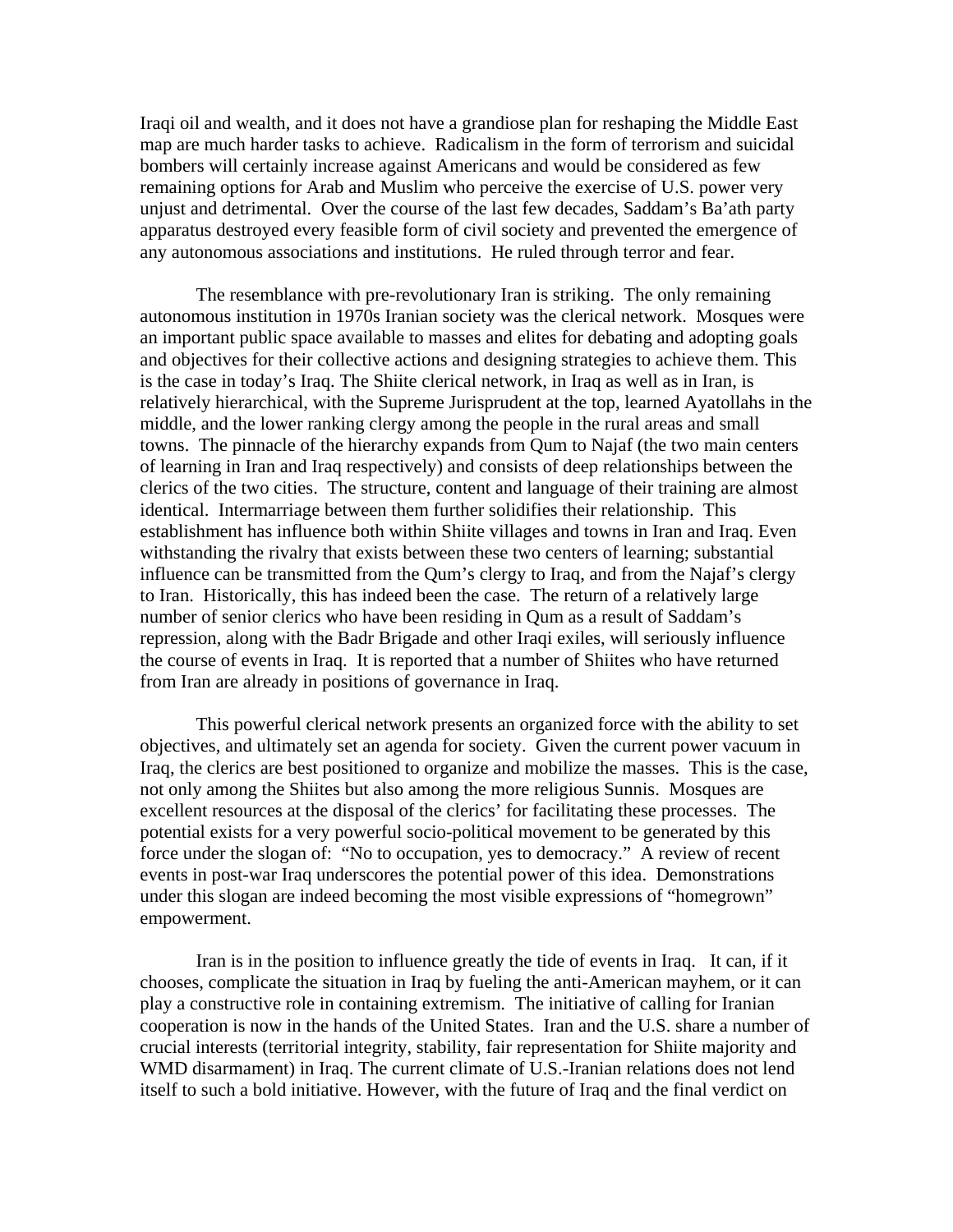Iraqi oil and wealth, and it does not have a grandiose plan for reshaping the Middle East map are much harder tasks to achieve. Radicalism in the form of terrorism and suicidal bombers will certainly increase against Americans and would be considered as few remaining options for Arab and Muslim who perceive the exercise of U.S. power very unjust and detrimental. Over the course of the last few decades, Saddam's Ba'ath party apparatus destroyed every feasible form of civil society and prevented the emergence of any autonomous associations and institutions. He ruled through terror and fear.

The resemblance with pre-revolutionary Iran is striking. The only remaining autonomous institution in 1970s Iranian society was the clerical network. Mosques were an important public space available to masses and elites for debating and adopting goals and objectives for their collective actions and designing strategies to achieve them. This is the case in today's Iraq. The Shiite clerical network, in Iraq as well as in Iran, is relatively hierarchical, with the Supreme Jurisprudent at the top, learned Ayatollahs in the middle, and the lower ranking clergy among the people in the rural areas and small towns. The pinnacle of the hierarchy expands from Qum to Najaf (the two main centers of learning in Iran and Iraq respectively) and consists of deep relationships between the clerics of the two cities. The structure, content and language of their training are almost identical. Intermarriage between them further solidifies their relationship. This establishment has influence both within Shiite villages and towns in Iran and Iraq. Even withstanding the rivalry that exists between these two centers of learning; substantial influence can be transmitted from the Qum's clergy to Iraq, and from the Najaf's clergy to Iran. Historically, this has indeed been the case. The return of a relatively large number of senior clerics who have been residing in Qum as a result of Saddam's repression, along with the Badr Brigade and other Iraqi exiles, will seriously influence the course of events in Iraq. It is reported that a number of Shiites who have returned from Iran are already in positions of governance in Iraq.

This powerful clerical network presents an organized force with the ability to set objectives, and ultimately set an agenda for society. Given the current power vacuum in Iraq, the clerics are best positioned to organize and mobilize the masses. This is the case, not only among the Shiites but also among the more religious Sunnis. Mosques are excellent resources at the disposal of the clerics' for facilitating these processes. The potential exists for a very powerful socio-political movement to be generated by this force under the slogan of: "No to occupation, yes to democracy." A review of recent events in post-war Iraq underscores the potential power of this idea. Demonstrations under this slogan are indeed becoming the most visible expressions of "homegrown" empowerment.

Iran is in the position to influence greatly the tide of events in Iraq. It can, if it chooses, complicate the situation in Iraq by fueling the anti-American mayhem, or it can play a constructive role in containing extremism. The initiative of calling for Iranian cooperation is now in the hands of the United States. Iran and the U.S. share a number of crucial interests (territorial integrity, stability, fair representation for Shiite majority and WMD disarmament) in Iraq. The current climate of U.S.-Iranian relations does not lend itself to such a bold initiative. However, with the future of Iraq and the final verdict on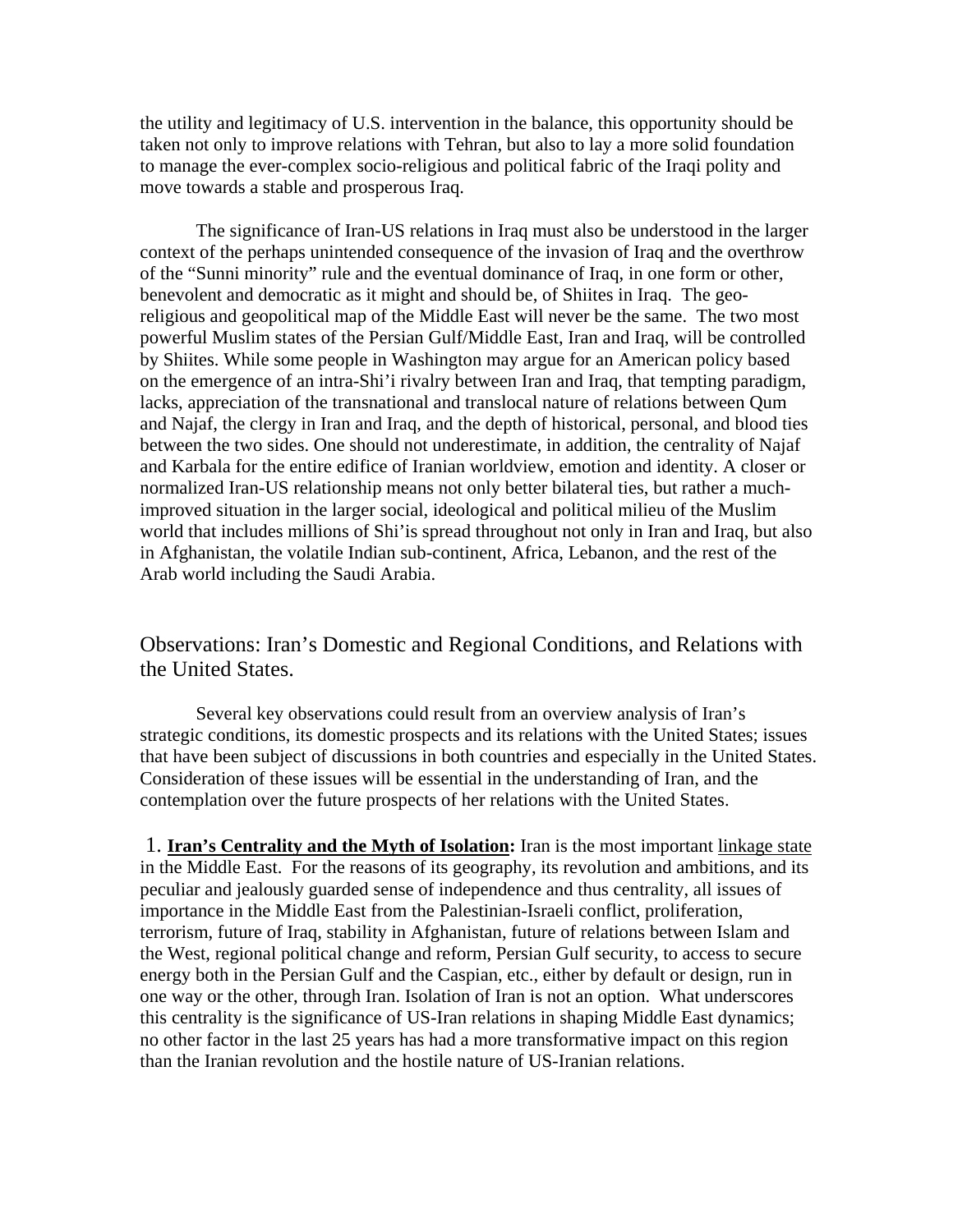the utility and legitimacy of U.S. intervention in the balance, this opportunity should be taken not only to improve relations with Tehran, but also to lay a more solid foundation to manage the ever-complex socio-religious and political fabric of the Iraqi polity and move towards a stable and prosperous Iraq.

The significance of Iran-US relations in Iraq must also be understood in the larger context of the perhaps unintended consequence of the invasion of Iraq and the overthrow of the "Sunni minority" rule and the eventual dominance of Iraq, in one form or other, benevolent and democratic as it might and should be, of Shiites in Iraq. The geo-religious and geopolitical map of the Middle East will never be the same. The two most powerful Muslim states of the Persian Gulf/Middle East, Iran and Iraq, will be controlled by Shiites. While some people in Washington may argue for an American policy based on the emergence of an intra-Shi'i rivalry between Iran and Iraq, that tempting paradigm, lacks, appreciation of the transnational and translocal nature of relations between Qum and Najaf, the clergy in Iran and Iraq, and the depth of historical, personal, and blood ties between the two sides. One should not underestimate, in addition, the centrality of Najaf and Karbala for the entire edifice of Iranian worldview, emotion and identity. A closer or normalized Iran-US relationship means not only better bilateral ties, but rather a much-improved situation in the larger social, ideological and political milieu of the Muslim world that includes millions of Shi'is spread throughout not only in Iran and Iraq, but also in Afghanistan, the volatile Indian sub-continent, Africa, Lebanon, and the rest of the Arab world including the Saudi Arabia.

## Observations: Iran's Domestic and Regional Conditions, and Relations with the United States.

Several key observations could result from an overview analysis of Iran's strategic conditions, its domestic prospects and its relations with the United States; issues that have been subject of discussions in both countries and especially in the United States. Consideration of these issues will be essential in the understanding of Iran, and the contemplation over the future prospects of her relations with the United States.

1. **Iran's Centrality and the Myth of Isolation:** Iran is the most important linkage state in the Middle East. For the reasons of its geography, its revolution and ambitions, and its peculiar and jealously guarded sense of independence and thus centrality, all issues of importance in the Middle East from the Palestinian-Israeli conflict, proliferation, terrorism, future of Iraq, stability in Afghanistan, future of relations between Islam and the West, regional political change and reform, Persian Gulf security, to access to secure energy both in the Persian Gulf and the Caspian, etc., either by default or design, run in one way or the other, through Iran. Isolation of Iran is not an option. What underscores this centrality is the significance of US-Iran relations in shaping Middle East dynamics; no other factor in the last 25 years has had a more transformative impact on this region than the Iranian revolution and the hostile nature of US-Iranian relations.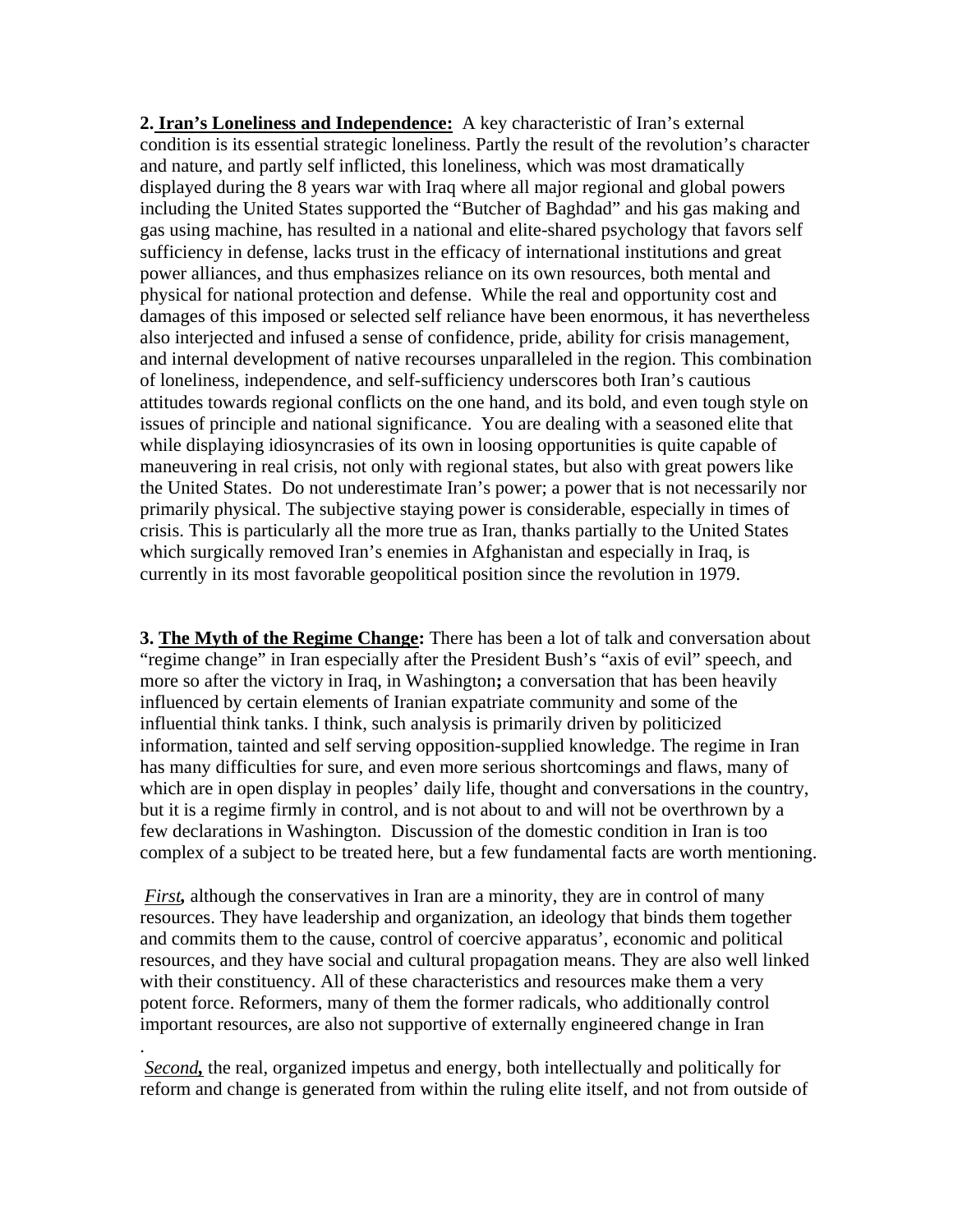**2. Iran's Loneliness and Independence:** A key characteristic of Iran's external condition is its essential strategic loneliness. Partly the result of the revolution's character and nature, and partly self inflicted, this loneliness, which was most dramatically displayed during the 8 years war with Iraq where all major regional and global powers including the United States supported the "Butcher of Baghdad" and his gas making and gas using machine, has resulted in a national and elite-shared psychology that favors self sufficiency in defense, lacks trust in the efficacy of international institutions and great power alliances, and thus emphasizes reliance on its own resources, both mental and physical for national protection and defense. While the real and opportunity cost and damages of this imposed or selected self reliance have been enormous, it has nevertheless also interjected and infused a sense of confidence, pride, ability for crisis management, and internal development of native recourses unparalleled in the region. This combination of loneliness, independence, and self-sufficiency underscores both Iran's cautious attitudes towards regional conflicts on the one hand, and its bold, and even tough style on issues of principle and national significance. You are dealing with a seasoned elite that while displaying idiosyncrasies of its own in loosing opportunities is quite capable of maneuvering in real crisis, not only with regional states, but also with great powers like the United States. Do not underestimate Iran's power; a power that is not necessarily nor primarily physical. The subjective staying power is considerable, especially in times of crisis. This is particularly all the more true as Iran, thanks partially to the United States which surgically removed Iran's enemies in Afghanistan and especially in Iraq, is currently in its most favorable geopolitical position since the revolution in 1979.

**3. The Myth of the Regime Change:** There has been a lot of talk and conversation about "regime change" in Iran especially after the President Bush's "axis of evil" speech, and more so after the victory in Iraq, in Washington**;** a conversation that has been heavily influenced by certain elements of Iranian expatriate community and some of the influential think tanks. I think, such analysis is primarily driven by politicized information, tainted and self serving opposition-supplied knowledge. The regime in Iran has many difficulties for sure, and even more serious shortcomings and flaws, many of which are in open display in peoples' daily life, thought and conversations in the country, but it is a regime firmly in control, and is not about to and will not be overthrown by a few declarations in Washington. Discussion of the domestic condition in Iran is too complex of a subject to be treated here, but a few fundamental facts are worth mentioning.

***First,*** although the conservatives in Iran are a minority, they are in control of many resources. They have leadership and organization, an ideology that binds them together and commits them to the cause, control of coercive apparatus', economic and political resources, and they have social and cultural propagation means. They are also well linked with their constituency. All of these characteristics and resources make them a very potent force. Reformers, many of them the former radicals, who additionally control important resources, are also not supportive of externally engineered change in Iran

.

***Second,*** the real, organized impetus and energy, both intellectually and politically for reform and change is generated from within the ruling elite itself, and not from outside of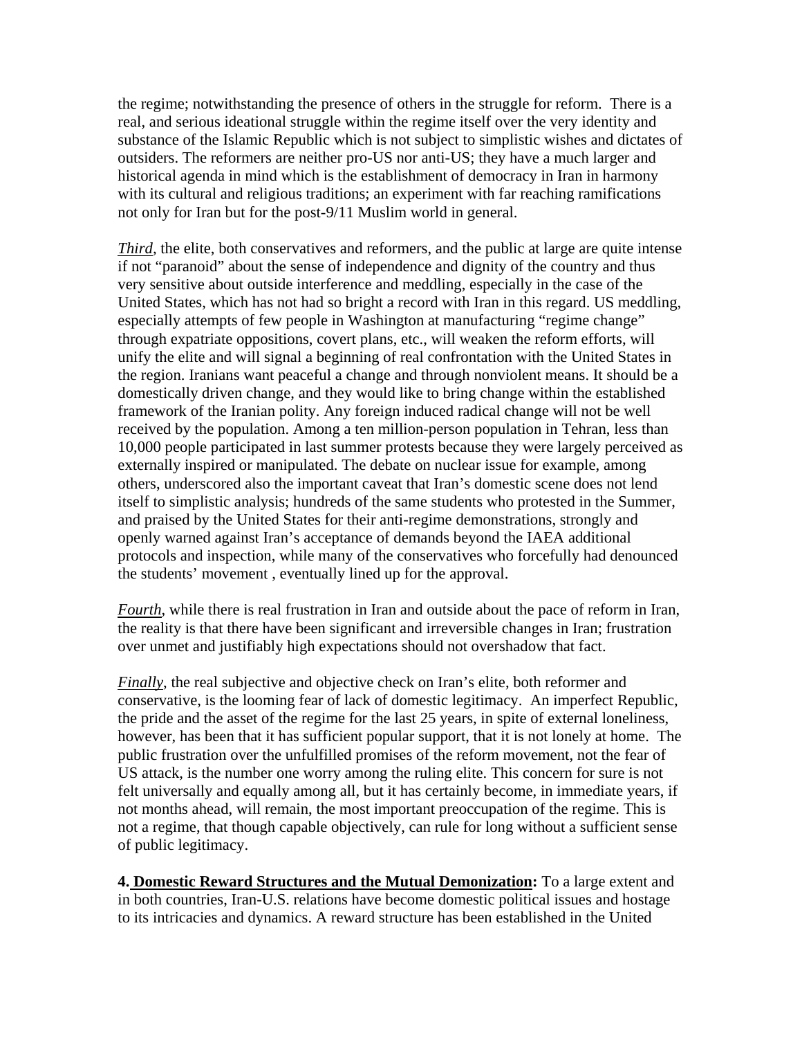the regime; notwithstanding the presence of others in the struggle for reform. There is a real, and serious ideational struggle within the regime itself over the very identity and substance of the Islamic Republic which is not subject to simplistic wishes and dictates of outsiders. The reformers are neither pro-US nor anti-US; they have a much larger and historical agenda in mind which is the establishment of democracy in Iran in harmony with its cultural and religious traditions; an experiment with far reaching ramifications not only for Iran but for the post-9/11 Muslim world in general.

***Third***, the elite, both conservatives and reformers, and the public at large are quite intense if not "paranoid" about the sense of independence and dignity of the country and thus very sensitive about outside interference and meddling, especially in the case of the United States, which has not had so bright a record with Iran in this regard. US meddling, especially attempts of few people in Washington at manufacturing "regime change" through expatriate oppositions, covert plans, etc., will weaken the reform efforts, will unify the elite and will signal a beginning of real confrontation with the United States in the region. Iranians want peaceful a change and through nonviolent means. It should be a domestically driven change, and they would like to bring change within the established framework of the Iranian polity. Any foreign induced radical change will not be well received by the population. Among a ten million-person population in Tehran, less than 10,000 people participated in last summer protests because they were largely perceived as externally inspired or manipulated. The debate on nuclear issue for example, among others, underscored also the important caveat that Iran's domestic scene does not lend itself to simplistic analysis; hundreds of the same students who protested in the Summer, and praised by the United States for their anti-regime demonstrations, strongly and openly warned against Iran's acceptance of demands beyond the IAEA additional protocols and inspection, while many of the conservatives who forcefully had denounced the students' movement , eventually lined up for the approval.

***Fourth***, while there is real frustration in Iran and outside about the pace of reform in Iran, the reality is that there have been significant and irreversible changes in Iran; frustration over unmet and justifiably high expectations should not overshadow that fact.

***Finally***, the real subjective and objective check on Iran's elite, both reformer and conservative, is the looming fear of lack of domestic legitimacy. An imperfect Republic, the pride and the asset of the regime for the last 25 years, in spite of external loneliness, however, has been that it has sufficient popular support, that it is not lonely at home. The public frustration over the unfulfilled promises of the reform movement, not the fear of US attack, is the number one worry among the ruling elite. This concern for sure is not felt universally and equally among all, but it has certainly become, in immediate years, if not months ahead, will remain, the most important preoccupation of the regime. This is not a regime, that though capable objectively, can rule for long without a sufficient sense of public legitimacy.

**4. Domestic Reward Structures and the Mutual Demonization:** To a large extent and in both countries, Iran-U.S. relations have become domestic political issues and hostage to its intricacies and dynamics. A reward structure has been established in the United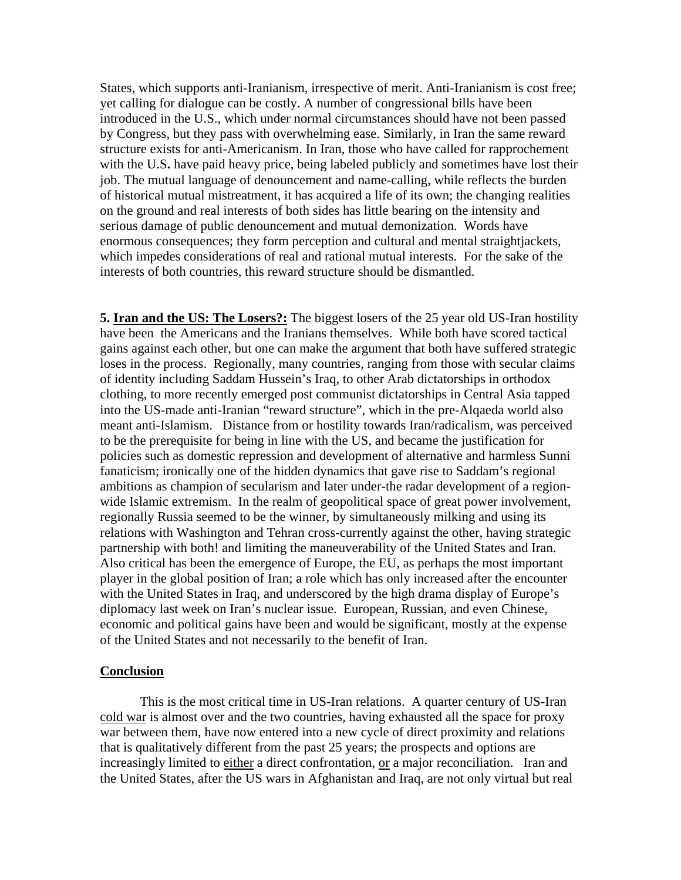States, which supports anti-Iranianism, irrespective of merit. Anti-Iranianism is cost free; yet calling for dialogue can be costly. A number of congressional bills have been introduced in the U.S., which under normal circumstances should have not been passed by Congress, but they pass with overwhelming ease. Similarly, in Iran the same reward structure exists for anti-Americanism. In Iran, those who have called for rapprochement with the U.S**.** have paid heavy price, being labeled publicly and sometimes have lost their job. The mutual language of denouncement and name-calling, while reflects the burden of historical mutual mistreatment, it has acquired a life of its own; the changing realities on the ground and real interests of both sides has little bearing on the intensity and serious damage of public denouncement and mutual demonization. Words have enormous consequences; they form perception and cultural and mental straightjackets, which impedes considerations of real and rational mutual interests. For the sake of the interests of both countries, this reward structure should be dismantled.

**5. <u>Iran and the US: The Losers?:</u>** The biggest losers of the 25 year old US-Iran hostility have been the Americans and the Iranians themselves. While both have scored tactical gains against each other, but one can make the argument that both have suffered strategic loses in the process. Regionally, many countries, ranging from those with secular claims of identity including Saddam Hussein's Iraq, to other Arab dictatorships in orthodox clothing, to more recently emerged post communist dictatorships in Central Asia tapped into the US-made anti-Iranian "reward structure", which in the pre-Alqaeda world also meant anti-Islamism. Distance from or hostility towards Iran/radicalism, was perceived to be the prerequisite for being in line with the US, and became the justification for policies such as domestic repression and development of alternative and harmless Sunni fanaticism; ironically one of the hidden dynamics that gave rise to Saddam's regional ambitions as champion of secularism and later under-the radar development of a region-wide Islamic extremism. In the realm of geopolitical space of great power involvement, regionally Russia seemed to be the winner, by simultaneously milking and using its relations with Washington and Tehran cross-currently against the other, having strategic partnership with both! and limiting the maneuverability of the United States and Iran. Also critical has been the emergence of Europe, the EU, as perhaps the most important player in the global position of Iran; a role which has only increased after the encounter with the United States in Iraq, and underscored by the high drama display of Europe's diplomacy last week on Iran's nuclear issue. European, Russian, and even Chinese, economic and political gains have been and would be significant, mostly at the expense of the United States and not necessarily to the benefit of Iran.

## <u>Conclusion</u>

This is the most critical time in US-Iran relations. A quarter century of US-Iran <u>cold war</u> is almost over and the two countries, having exhausted all the space for proxy war between them, have now entered into a new cycle of direct proximity and relations that is qualitatively different from the past 25 years; the prospects and options are increasingly limited to <u>either</u> a direct confrontation, <u>or</u> a major reconciliation. Iran and the United States, after the US wars in Afghanistan and Iraq, are not only virtual but real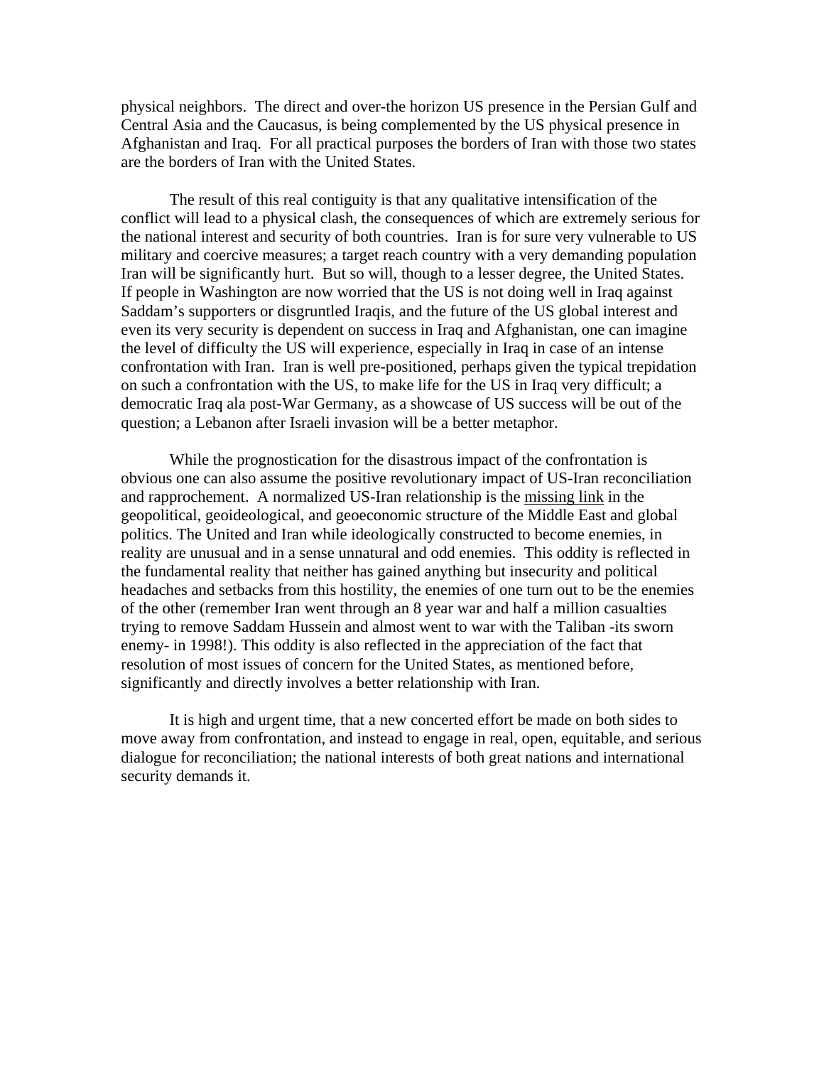physical neighbors. The direct and over-the horizon US presence in the Persian Gulf and Central Asia and the Caucasus, is being complemented by the US physical presence in Afghanistan and Iraq. For all practical purposes the borders of Iran with those two states are the borders of Iran with the United States.

The result of this real contiguity is that any qualitative intensification of the conflict will lead to a physical clash, the consequences of which are extremely serious for the national interest and security of both countries. Iran is for sure very vulnerable to US military and coercive measures; a target reach country with a very demanding population Iran will be significantly hurt. But so will, though to a lesser degree, the United States. If people in Washington are now worried that the US is not doing well in Iraq against Saddam's supporters or disgruntled Iraqis, and the future of the US global interest and even its very security is dependent on success in Iraq and Afghanistan, one can imagine the level of difficulty the US will experience, especially in Iraq in case of an intense confrontation with Iran. Iran is well pre-positioned, perhaps given the typical trepidation on such a confrontation with the US, to make life for the US in Iraq very difficult; a democratic Iraq ala post-War Germany, as a showcase of US success will be out of the question; a Lebanon after Israeli invasion will be a better metaphor.

While the prognostication for the disastrous impact of the confrontation is obvious one can also assume the positive revolutionary impact of US-Iran reconciliation and rapprochement. A normalized US-Iran relationship is the <u>missing link</u> in the geopolitical, geoideological, and geoeconomic structure of the Middle East and global politics. The United and Iran while ideologically constructed to become enemies, in reality are unusual and in a sense unnatural and odd enemies. This oddity is reflected in the fundamental reality that neither has gained anything but insecurity and political headaches and setbacks from this hostility, the enemies of one turn out to be the enemies of the other (remember Iran went through an 8 year war and half a million casualties trying to remove Saddam Hussein and almost went to war with the Taliban -its sworn enemy- in 1998!). This oddity is also reflected in the appreciation of the fact that resolution of most issues of concern for the United States, as mentioned before, significantly and directly involves a better relationship with Iran.

It is high and urgent time, that a new concerted effort be made on both sides to move away from confrontation, and instead to engage in real, open, equitable, and serious dialogue for reconciliation; the national interests of both great nations and international security demands it.